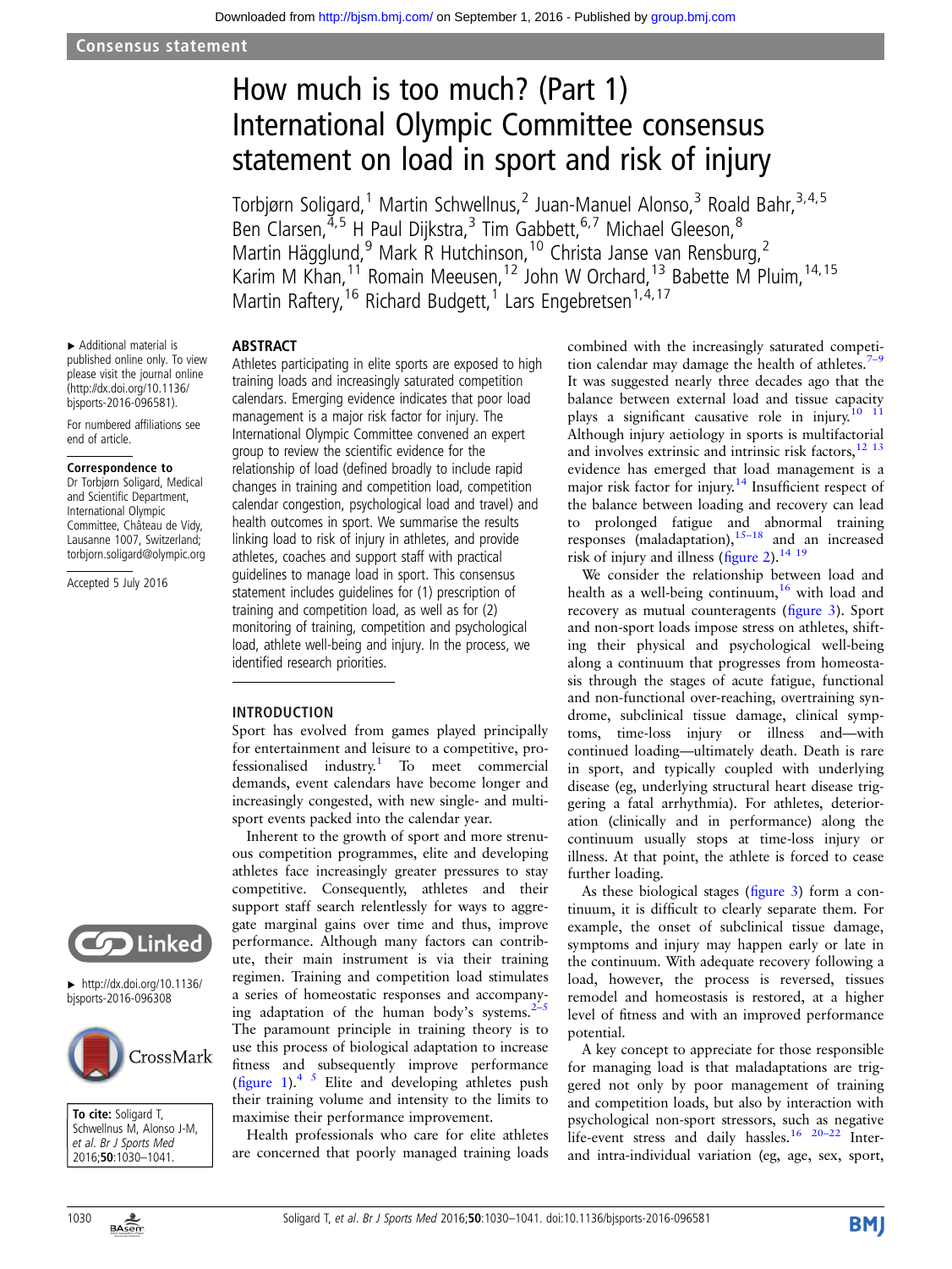Consensus statement

# How much is too much? (Part 1) International Olympic Committee consensus statement on load in sport and risk of injury

Torbjørn Soligard,[1] Martin Schwellnus,[2] Juan-Manuel Alonso,[3] Roald Bahr,[3,4,5] Ben Clarsen,[4,5] H Paul Dijkstra,[3] Tim Gabbett,[6,7] Michael Gleeson,[8] Martin Hägglund,[9] Mark R Hutchinson,[10] Christa Janse van Rensburg,[2] Karim M Khan,[11] Romain Meeusen,[12] John W Orchard,[13] Babette M Pluim,[14,15] Martin Raftery,[16] Richard Budgett,[1] Lars Engebretsen[1,4,17]

▸ Additional material is published online only. To view please visit the journal online (http://dx.doi.org/10.1136/bjsports-2016-096581).

For numbered affiliations see end of article.

**Correspondence to**
Dr Torbjørn Soligard, Medical and Scientific Department, International Olympic Committee, Château de Vidy, Lausanne 1007, Switzerland; torbjorn.soligard@olympic.org

Accepted 5 July 2016

▸ http://dx.doi.org/10.1136/bjsports-2016-096308

**To cite:** Soligard T, Schwellnus M, Alonso J-M, et al. Br J Sports Med 2016;**50**:1030–1041.

## ABSTRACT

Athletes participating in elite sports are exposed to high training loads and increasingly saturated competition calendars. Emerging evidence indicates that poor load management is a major risk factor for injury. The International Olympic Committee convened an expert group to review the scientific evidence for the relationship of load (defined broadly to include rapid changes in training and competition load, competition calendar congestion, psychological load and travel) and health outcomes in sport. We summarise the results linking load to risk of injury in athletes, and provide athletes, coaches and support staff with practical guidelines to manage load in sport. This consensus statement includes guidelines for (1) prescription of training and competition load, as well as for (2) monitoring of training, competition and psychological load, athlete well-being and injury. In the process, we identified research priorities.

## INTRODUCTION

Sport has evolved from games played principally for entertainment and leisure to a competitive, professionalised industry.[1] To meet commercial demands, event calendars have become longer and increasingly congested, with new single- and multi-sport events packed into the calendar year.

Inherent to the growth of sport and more strenuous competition programmes, elite and developing athletes face increasingly greater pressures to stay competitive. Consequently, athletes and their support staff relentlessly search for ways to aggregate marginal gains over time and thus, improve performance. Although many factors can contribute, their main instrument is via their training regimen. Training and competition load stimulates a series of homeostatic responses and accompanying adaptation of the human body's systems.[2–5] The paramount principle in training theory is to use this process of biological adaptation to increase fitness and subsequently improve performance (figure 1).[4 5] Elite and developing athletes push their training volume and intensity to the limits to maximise their performance improvement.

Health professionals who care for elite athletes are concerned that poorly managed training loads combined with the increasingly saturated competition calendar may damage the health of athletes.[7–9] It was suggested nearly three decades ago that the balance between external load and tissue capacity plays a significant causative role in injury.[10 11] Although injury aetiology in sports is multifactorial and involves extrinsic and intrinsic risk factors,[12 13] evidence has emerged that load management is a major risk factor for injury.[14] Insufficient respect of the balance between loading and recovery can lead to prolonged fatigue and abnormal training responses (maladaptation),[15–18] and an increased risk of injury and illness (figure 2).[14 19]

We consider the relationship between load and health as a well-being continuum,[16] with load and recovery as mutual counteragents (figure 3). Sport and non-sport loads impose stress on athletes, shifting their physical and psychological well-being along a continuum that progresses from homeostasis through the stages of acute fatigue, functional and non-functional over-reaching, overtraining syndrome, subclinical tissue damage, clinical symptoms, time-loss injury or illness and—with continued loading—ultimately death. Death is rare in sport, and typically coupled with underlying disease (eg, underlying structural heart disease triggering a fatal arrhythmia). For athletes, deterioration (clinically and in performance) along the continuum usually stops at time-loss injury or illness. At that point, the athlete is forced to cease further loading.

As these biological stages (figure 3) form a continuum, it is difficult to clearly separate them. For example, the onset of subclinical tissue damage, symptoms and injury may happen early or late in the continuum. With adequate recovery following a load, however, the process is reversed, tissues remodel and homeostasis is restored, at a higher level of fitness and with an improved performance potential.

A key concept to appreciate for those responsible for managing load is that maladaptations are triggered not only by poor management of training and competition loads, but also by interaction with psychological non-sport stressors, such as negative life-event stress and daily hassles.[16 20–22] Inter- and intra-individual variation (eg, age, sex, sport,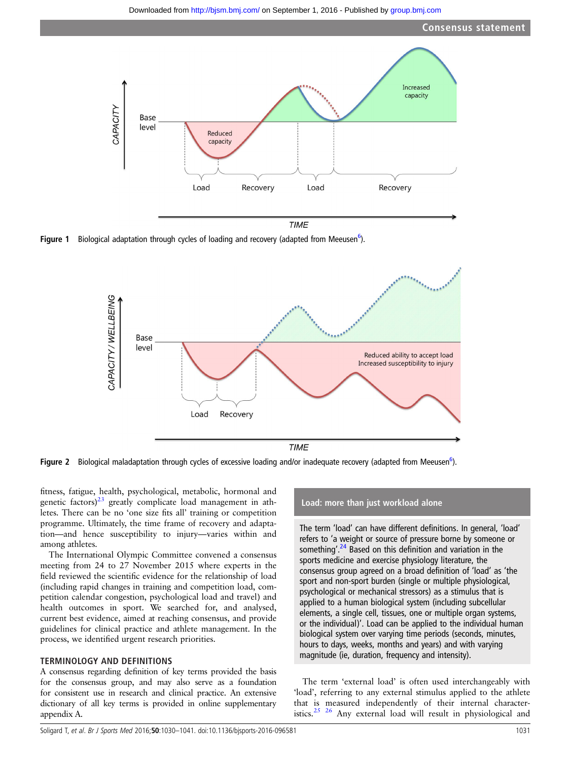Figure 1 Biological adaptation through cycles of loading and recovery (adapted from Meeusen[6]).

Figure 2 Biological maladaptation through cycles of excessive loading and/or inadequate recovery (adapted from Meeusen[6]).

fitness, fatigue, health, psychological, metabolic, hormonal and genetic factors)[23] greatly complicate load management in athletes. There can be no 'one size fits all' training or competition programme. Ultimately, the time frame of recovery and adaptation—and hence susceptibility to injury—varies within and among athletes.

The International Olympic Committee convened a consensus meeting from 24 to 27 November 2015 where experts in the field reviewed the scientific evidence for the relationship of load (including rapid changes in training and competition load, competition calendar congestion, psychological load and travel) and health outcomes in sport. We searched for, and analysed, current best evidence, aimed at reaching consensus, and provide guidelines for clinical practice and athlete management. In the process, we identified urgent research priorities.

## TERMINOLOGY AND DEFINITIONS

A consensus regarding definition of key terms provided the basis for the consensus group, and may also serve as a foundation for consistent use in research and clinical practice. An extensive dictionary of all key terms is provided in online supplementary appendix A.

> **Load: more than just workload alone**
>
> The term 'load' can have different definitions. In general, 'load' refers to 'a weight or source of pressure borne by someone or something'.[24] Based on this definition and variation in the sports medicine and exercise physiology literature, the consensus group agreed on a broad definition of 'load' as 'the sport and non-sport burden (single or multiple physiological, psychological or mechanical stressors) as a stimulus that is applied to a human biological system (including subcellular elements, a single cell, tissues, one or multiple organ systems, or the individual)'. Load can be applied to the individual human biological system over varying time periods (seconds, minutes, hours to days, weeks, months and years) and with varying magnitude (ie, duration, frequency and intensity).

The term 'external load' is often used interchangeably with 'load', referring to any external stimulus applied to the athlete that is measured independently of their internal characteristics.[25] [26] Any external load will result in physiological and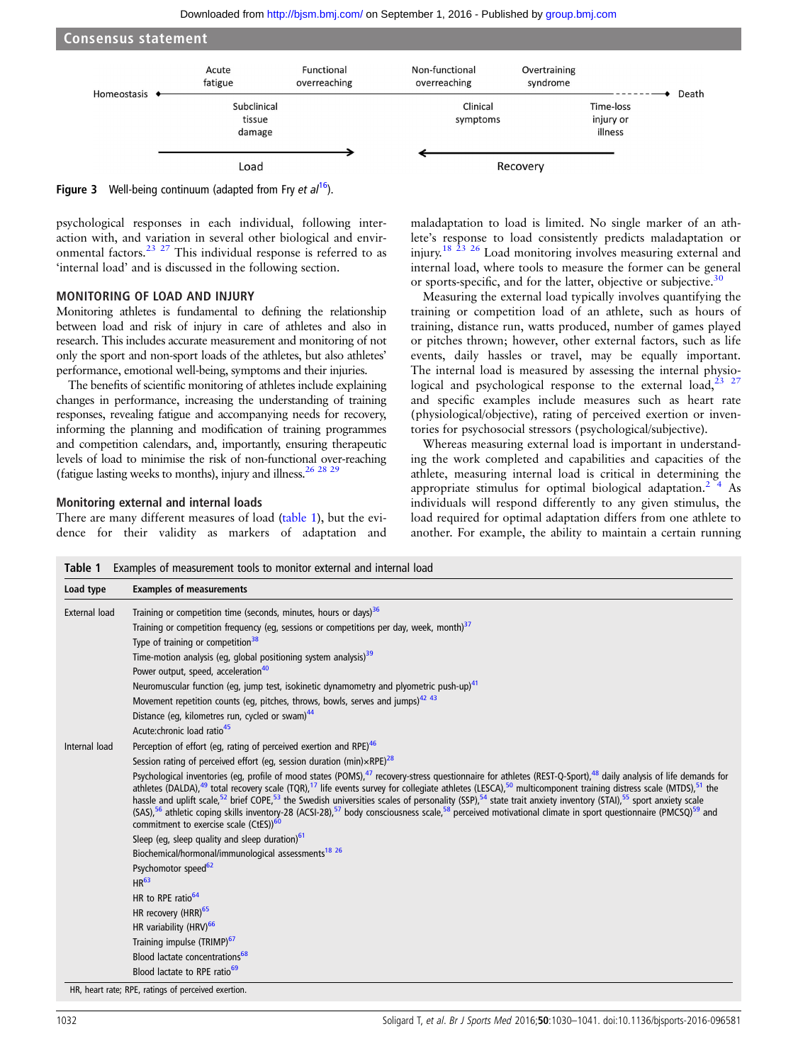Homeostasis — Acute fatigue / Subclinical tissue damage — Functional overreaching — Non-functional overreaching / Clinical symptoms — Overtraining syndrome / Time-loss injury or illness — Death

Load → ← Recovery

**Figure 3** Well-being continuum (adapted from Fry *et al*[16]).

psychological responses in each individual, following interaction with, and variation in several other biological and environmental factors.[23 27] This individual response is referred to as 'internal load' and is discussed in the following section.

## MONITORING OF LOAD AND INJURY

Monitoring athletes is fundamental to defining the relationship between load and risk of injury in care of athletes and also in research. This includes accurate measurement and monitoring of not only the sport and non-sport loads of the athletes, but also athletes' performance, emotional well-being, symptoms and their injuries.

The benefits of scientific monitoring of athletes include explaining changes in performance, increasing the understanding of training responses, revealing fatigue and accompanying needs for recovery, informing the planning and modification of training programmes and competition calendars, and, importantly, ensuring therapeutic levels of load to minimise the risk of non-functional over-reaching (fatigue lasting weeks to months), injury and illness.[26 28 29]

### Monitoring external and internal loads

There are many different measures of load (table 1), but the evidence for their validity as markers of adaptation and maladaptation to load is limited. No single marker of an athlete's response to load consistently predicts maladaptation or injury.[18 23 26] Load monitoring involves measuring external and internal load, where tools to measure the former can be general or sports-specific, and for the latter, objective or subjective.[30]

Measuring the external load typically involves quantifying the training or competition load of an athlete, such as hours of training, distance run, watts produced, number of games played or pitches thrown; however, other external factors, such as life events, daily hassles or travel, may be equally important. The internal load is measured by assessing the internal physiological and psychological response to the external load,[23 27] and specific examples include measures such as heart rate (physiological/objective), rating of perceived exertion or inventories for psychosocial stressors (psychological/subjective).

Whereas measuring external load is important in understanding the work completed and capabilities and capacities of the athlete, measuring internal load is critical in determining the appropriate stimulus for optimal biological adaptation.[2 4] As individuals will respond differently to any given stimulus, the load required for optimal adaptation differs from one athlete to another. For example, the ability to maintain a certain running

**Table 1** Examples of measurement tools to monitor external and internal load

| Load type | Examples of measurements |
|---|---|
| External load | Training or competition time (seconds, minutes, hours or days)[36] |
| | Training or competition frequency (eg, sessions or competitions per day, week, month)[37] |
| | Type of training or competition[38] |
| | Time-motion analysis (eg, global positioning system analysis)[39] |
| | Power output, speed, acceleration[40] |
| | Neuromuscular function (eg, jump test, isokinetic dynamometry and plyometric push-up)[41] |
| | Movement repetition counts (eg, pitches, throws, bowls, serves and jumps)[42 43] |
| | Distance (eg, kilometres run, cycled or swam)[44] |
| | Acute:chronic load ratio[45] |
| Internal load | Perception of effort (eg, rating of perceived exertion and RPE)[46] |
| | Session rating of perceived effort (eg, session duration (min)×RPE)[28] |
| | Psychological inventories (eg, profile of mood states (POMS),[47] recovery-stress questionnaire for athletes (REST-Q-Sport),[48] daily analysis of life demands for athletes (DALDA),[49] total recovery scale (TQR),[17] life events survey for collegiate athletes (LESCA),[50] multicomponent training distress scale (MTDS),[51] the hassle and uplift scale,[52] brief COPE,[53] the Swedish universities scales of personality (SSP),[54] state trait anxiety inventory (STAI),[55] sport anxiety scale (SAS),[56] athletic coping skills inventory-28 (ACSI-28),[57] body consciousness scale,[58] perceived motivational climate in sport questionnaire (PMCSQ)[59] and commitment to exercise scale (CtES))[60] |
| | Sleep (eg, sleep quality and sleep duration)[61] |
| | Biochemical/hormonal/immunological assessments[18 26] |
| | Psychomotor speed[62] |
| | HR[63] |
| | HR to RPE ratio[64] |
| | HR recovery (HRR)[65] |
| | HR variability (HRV)[66] |
| | Training impulse (TRIMP)[67] |
| | Blood lactate concentrations[68] |
| | Blood lactate to RPE ratio[69] |

HR, heart rate; RPE, ratings of perceived exertion.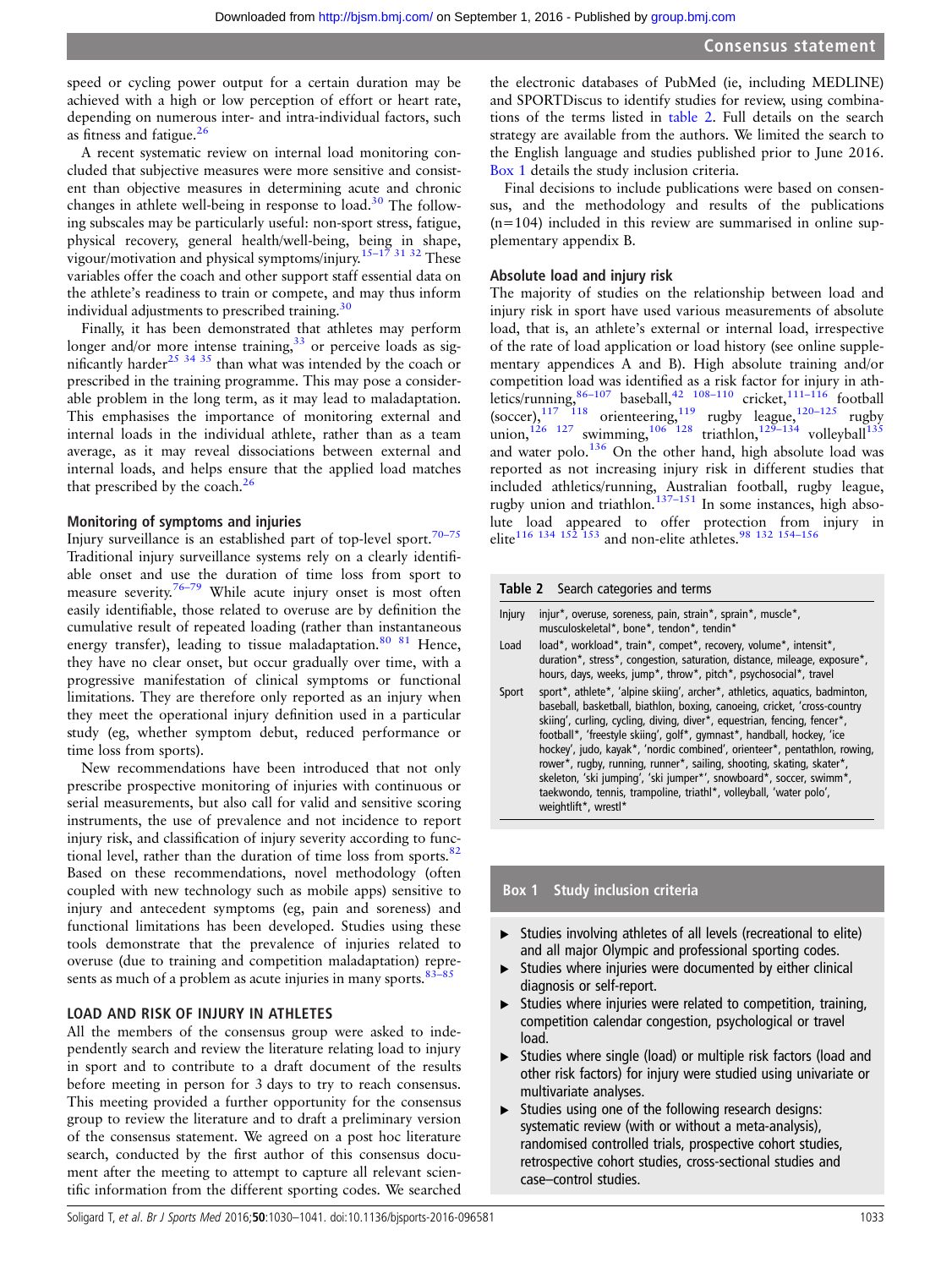speed or cycling power output for a certain duration may be achieved with a high or low perception of effort or heart rate, depending on numerous inter- and intra-individual factors, such as fitness and fatigue.[26]

A recent systematic review on internal load monitoring concluded that subjective measures were more sensitive and consistent than objective measures in determining acute and chronic changes in athlete well-being in response to load.[30] The following subscales may be particularly useful: non-sport stress, fatigue, physical recovery, general health/well-being, being in shape, vigour/motivation and physical symptoms/injury.[15–17 31 32] These variables offer the coach and other support staff essential data on the athlete's readiness to train or compete, and may thus inform individual adjustments to prescribed training.[30]

Finally, it has been demonstrated that athletes may perform longer and/or more intense training,[33] or perceive loads as significantly harder[25 34 35] than what was intended by the coach or prescribed in the training programme. This may pose a considerable problem in the long term, as it may lead to maladaptation. This emphasises the importance of monitoring external and internal loads in the individual athlete, rather than as a team average, as it may reveal dissociations between external and internal loads, and helps ensure that the applied load matches that prescribed by the coach.[26]

### Monitoring of symptoms and injuries

Injury surveillance is an established part of top-level sport.[70–75] Traditional injury surveillance systems rely on a clearly identifiable onset and use the duration of time loss from sport to measure severity.[76–79] While acute injury onset is most often easily identifiable, those related to overuse are by definition the cumulative result of repeated loading (rather than instantaneous energy transfer), leading to tissue maladaptation.[80 81] Hence, they have no clear onset, but occur gradually over time, with a progressive manifestation of clinical symptoms or functional limitations. They are therefore only reported as an injury when they meet the operational injury definition used in a particular study (eg, whether symptom debut, reduced performance or time loss from sports).

New recommendations have been introduced that not only prescribe prospective monitoring of injuries with continuous or serial measurements, but also call for valid and sensitive scoring instruments, the use of prevalence and not incidence to report injury risk, and classification of injury severity according to functional level, rather than the duration of time loss from sports.[82] Based on these recommendations, novel methodology (often coupled with new technology such as mobile apps) sensitive to injury and antecedent symptoms (eg, pain and soreness) and functional limitations has been developed. Studies using these tools demonstrate that the prevalence of injuries related to overuse (due to training and competition maladaptation) represents as much of a problem as acute injuries in many sports.[83–85]

## LOAD AND RISK OF INJURY IN ATHLETES

All the members of the consensus group were asked to independently search and review the literature relating load to injury in sport and to contribute to a draft document of the results before meeting in person for 3 days to try to reach consensus. This meeting provided a further opportunity for the consensus group to review the literature and to draft a preliminary version of the consensus statement. We agreed on a post hoc literature search, conducted by the first author of this consensus document after the meeting to attempt to capture all relevant scientific information from the different sporting codes. We searched the electronic databases of PubMed (ie, including MEDLINE) and SPORTDiscus to identify studies for review, using combinations of the terms listed in table 2. Full details on the search strategy are available from the authors. We limited the search to the English language and studies published prior to June 2016. Box 1 details the study inclusion criteria.

Final decisions to include publications were based on consensus, and the methodology and results of the publications (n=104) included in this review are summarised in online supplementary appendix B.

### Absolute load and injury risk

The majority of studies on the relationship between load and injury risk in sport have used various measurements of absolute load, that is, an athlete's external or internal load, irrespective of the rate of load application or load history (see online supplementary appendices A and B). High absolute training and/or competition load was identified as a risk factor for injury in athletics/running,[86–107] baseball,[42 108–110] cricket,[111–116] football (soccer),[117 118] orienteering,[119] rugby league,[120–125] rugby union,[126 127] swimming,[106 128] triathlon,[129–134] volleyball[135] and water polo.[136] On the other hand, high absolute load was reported as not increasing injury risk in different studies that included athletics/running, Australian football, rugby league, rugby union and triathlon.[137–151] In some instances, high absolute load appeared to offer protection from injury in elite[116 134 152 153] and non-elite athletes.[98 132 154–156]

**Table 2** Search categories and terms

| | |
|---|---|
| Injury | injur*, overuse, soreness, pain, strain*, sprain*, muscle*, musculoskeletal*, bone*, tendon*, tendin* |
| Load | load*, workload*, train*, compet*, recovery, volume*, intensit*, duration*, stress*, congestion, saturation, distance, mileage, exposure*, hours, days, weeks, jump*, throw*, pitch*, psychosocial*, travel |
| Sport | sport*, athlete*, 'alpine skiing', archer*, athletics, aquatics, badminton, baseball, basketball, biathlon, boxing, canoeing, cricket, 'cross-country skiing', curling, cycling, diving, diver*, equestrian, fencing, fencer*, football*, 'freestyle skiing', golf*, gymnast*, handball, hockey, 'ice hockey', judo, kayak*, 'nordic combined', orienteer*, pentathlon, rowing, rower*, rugby, running, runner*, sailing, shooting, skating, skater*, skeleton, 'ski jumping', 'ski jumper*', snowboard*, soccer, swimm*, taekwondo, tennis, trampoline, triathl*, volleyball, 'water polo', weightlift*, wrestl* |

**Box 1 Study inclusion criteria**

- Studies involving athletes of all levels (recreational to elite) and all major Olympic and professional sporting codes.
- Studies where injuries were documented by either clinical diagnosis or self-report.
- Studies where injuries were related to competition, training, competition calendar congestion, psychological or travel load.
- Studies where single (load) or multiple risk factors (load and other risk factors) for injury were studied using univariate or multivariate analyses.
- Studies using one of the following research designs: systematic review (with or without a meta-analysis), randomised controlled trials, prospective cohort studies, retrospective cohort studies, cross-sectional studies and case–control studies.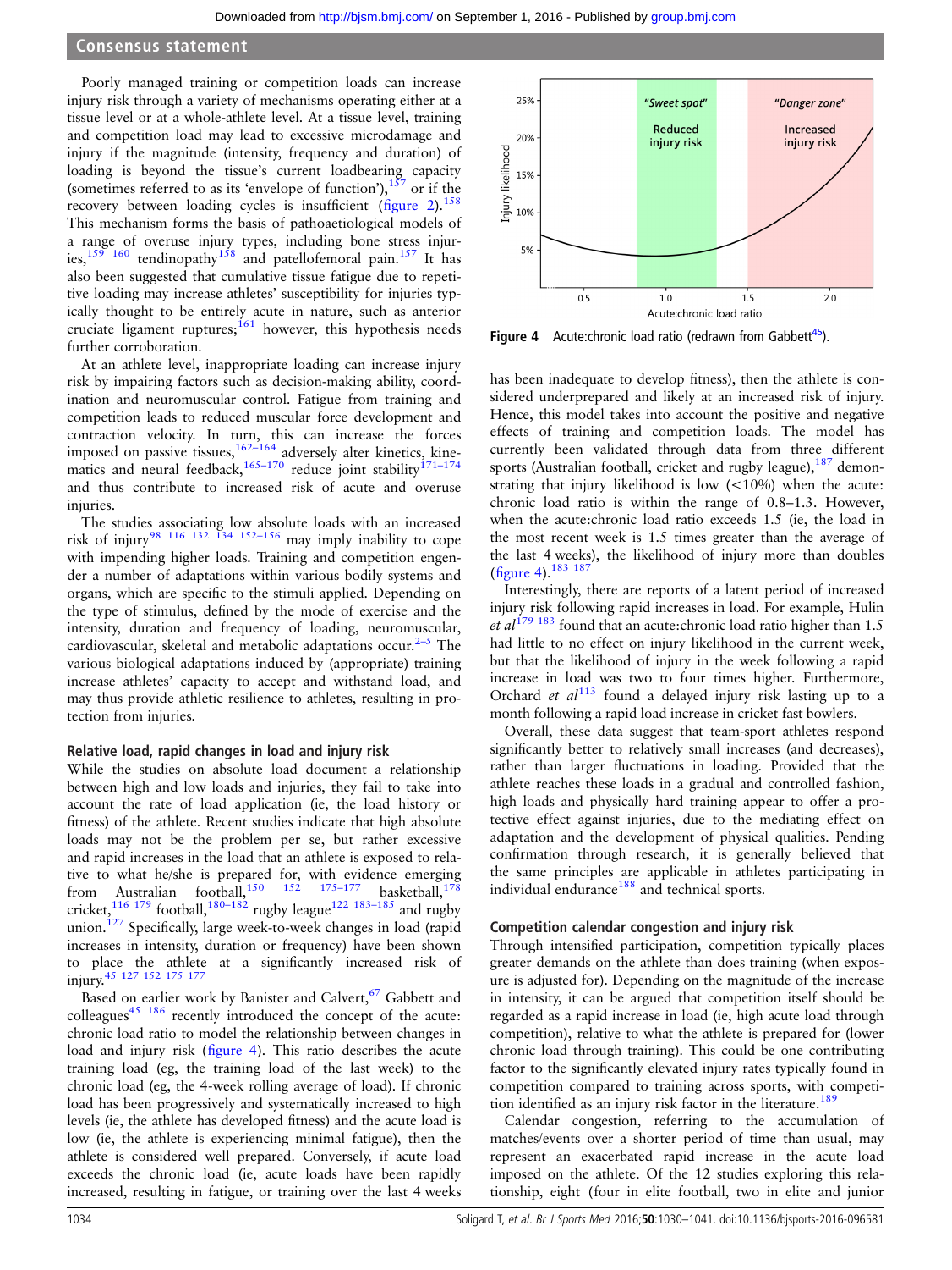Poorly managed training or competition loads can increase injury risk through a variety of mechanisms operating either at a tissue level or at a whole-athlete level. At a tissue level, training and competition load may lead to excessive microdamage and injury if the magnitude (intensity, frequency and duration) of loading is beyond the tissue's current loadbearing capacity (sometimes referred to as its 'envelope of function'),[157] or if the recovery between loading cycles is insufficient (figure 2).[158] This mechanism forms the basis of pathoaetiological models of a range of overuse injury types, including bone stress injuries,[159 160] tendinopathy[158] and patellofemoral pain.[157] It has also been suggested that cumulative tissue fatigue due to repetitive loading may increase athletes' susceptibility for injuries typically thought to be entirely acute in nature, such as anterior cruciate ligament ruptures;[161] however, this hypothesis needs further corroboration.

At an athlete level, inappropriate loading can increase injury risk by impairing factors such as decision-making ability, coordination and neuromuscular control. Fatigue from training and competition leads to reduced muscular force development and contraction velocity. In turn, this can increase the forces imposed on passive tissues,[162–164] adversely alter kinetics, kinematics and neural feedback,[165–170] reduce joint stability[171–174] and thus contribute to increased risk of acute and overuse injuries.

The studies associating low absolute loads with an increased risk of injury[98 116 132 134 152–156] may imply inability to cope with impending higher loads. Training and competition engender a number of adaptations within various bodily systems and organs, which are specific to the stimuli applied. Depending on the type of stimulus, defined by the mode of exercise and the intensity, duration and frequency of loading, neuromuscular, cardiovascular, skeletal and metabolic adaptations occur.[2–5] The various biological adaptations induced by (appropriate) training increase athletes' capacity to accept and withstand load, and may thus provide athletic resilience to athletes, resulting in protection from injuries.

### Relative load, rapid changes in load and injury risk

While the studies on absolute load document a relationship between high and low loads and injuries, they fail to take into account the rate of load application (ie, the load history or fitness) of the athlete. Recent studies indicate that high absolute loads may not be the problem per se, but rather excessive and rapid increases in the load that an athlete is exposed to relative to what he/she is prepared for, with evidence emerging from Australian football,[150 152 175–177] basketball,[178] cricket,[116 179] football,[180–182] rugby league[122 183–185] and rugby union.[127] Specifically, large week-to-week changes in load (rapid increases in intensity, duration or frequency) have been shown to place the athlete at a significantly increased risk of injury.[45 127 152 175 177]

Based on earlier work by Banister and Calvert,[67] Gabbett and colleagues[45 186] recently introduced the concept of the acute:chronic load ratio to model the relationship between changes in load and injury risk (figure 4). This ratio describes the acute training load (eg, the training load of the last week) to the chronic load (eg, the 4-week rolling average of load). If chronic load has been progressively and systematically increased to high levels (ie, the athlete has developed fitness) and the acute load is low (ie, the athlete is experiencing minimal fatigue), then the athlete is considered well prepared. Conversely, if acute load exceeds the chronic load (ie, acute loads have been rapidly increased, resulting in fatigue, or training over the last 4 weeks has been inadequate to develop fitness), then the athlete is considered underprepared and likely at an increased risk of injury. Hence, this model takes into account the positive and negative effects of training and competition loads. The model has currently been validated through data from three different sports (Australian football, cricket and rugby league),[187] demonstrating that injury likelihood is low (<10%) when the acute:chronic load ratio is within the range of 0.8–1.3. However, when the acute:chronic load ratio exceeds 1.5 (ie, the load in the most recent week is 1.5 times greater than the average of the last 4 weeks), the likelihood of injury more than doubles (figure 4).[183 187]

Figure 4 Acute:chronic load ratio (redrawn from Gabbett[45]).

Interestingly, there are reports of a latent period of increased injury risk following rapid increases in load. For example, Hulin *et al*[179 183] found that an acute:chronic load ratio higher than 1.5 had little to no effect on injury likelihood in the current week, but that the likelihood of injury in the week following a rapid increase in load was two to four times higher. Furthermore, Orchard *et al*[113] found a delayed injury risk lasting up to a month following a rapid load increase in cricket fast bowlers.

Overall, these data suggest that team-sport athletes respond significantly better to relatively small increases (and decreases), rather than larger fluctuations in loading. Provided that the athlete reaches these loads in a gradual and controlled fashion, high loads and physically hard training appear to offer a protective effect against injuries, due to the mediating effect on adaptation and the development of physical qualities. Pending confirmation through research, it is generally believed that the same principles are applicable in athletes participating in individual endurance[188] and technical sports.

### Competition calendar congestion and injury risk

Through intensified participation, competition typically places greater demands on the athlete than does training (when exposure is adjusted for). Depending on the magnitude of the increase in intensity, it can be argued that competition itself should be regarded as a rapid increase in load (ie, high acute load through competition), relative to what the athlete is prepared for (lower chronic load through training). This could be one contributing factor to the significantly elevated injury rates typically found in competition compared to training across sports, with competition identified as an injury risk factor in the literature.[189]

Calendar congestion, referring to the accumulation of matches/events over a shorter period of time than usual, may represent an exacerbated rapid increase in the acute load imposed on the athlete. Of the 12 studies exploring this relationship, eight (four in elite football, two in elite and junior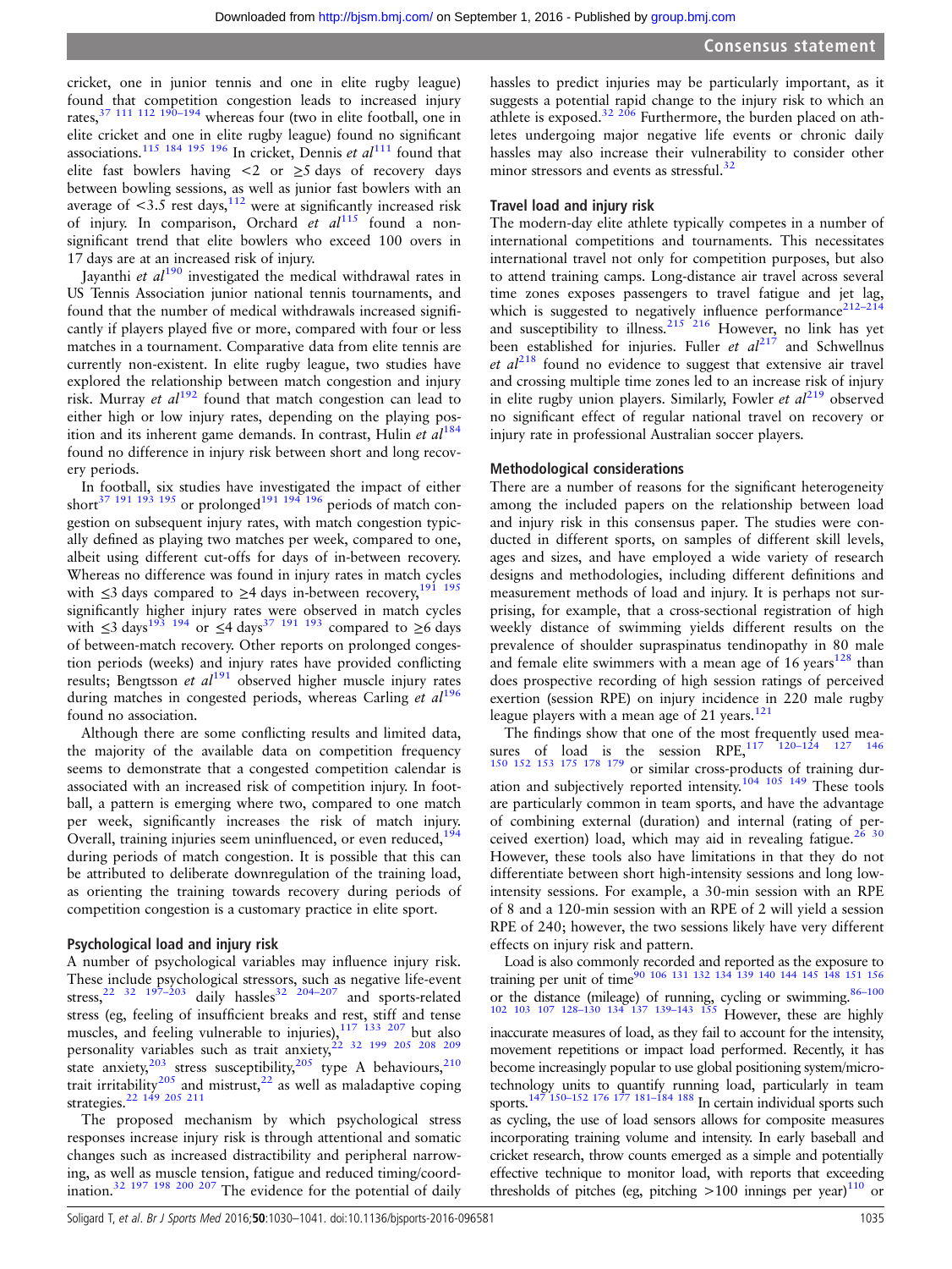cricket, one in junior tennis and one in elite rugby league) found that competition congestion leads to increased injury rates,[37 111 112 190–194] whereas four (two in elite football, one in elite cricket and one in elite rugby league) found no significant associations.[115 184 195 196] In cricket, Dennis *et al*[111] found that elite fast bowlers having <2 or ≥5 days of recovery days between bowling sessions, as well as junior fast bowlers with an average of <3.5 rest days,[112] were at significantly increased risk of injury. In comparison, Orchard *et al*[115] found a non-significant trend that elite bowlers who exceed 100 overs in 17 days are at an increased risk of injury.

Jayanthi *et al*[190] investigated the medical withdrawal rates in US Tennis Association junior national tennis tournaments, and found that the number of medical withdrawals increased significantly if players played five or more, compared with four or less matches in a tournament. Comparative data from elite tennis are currently non-existent. In elite rugby league, two studies have explored the relationship between match congestion and injury risk. Murray *et al*[192] found that match congestion can lead to either high or low injury rates, depending on the playing position and its inherent game demands. In contrast, Hulin *et al*[184] found no difference in injury risk between short and long recovery periods.

In football, six studies have investigated the impact of either short[37 191 193 195] or prolonged[191 194 196] periods of match congestion on subsequent injury rates, with match congestion typically defined as playing two matches per week, compared to one, albeit using different cut-offs for days of in-between recovery. Whereas no difference was found in injury rates in match cycles with ≤3 days compared to ≥4 days in-between recovery,[191 195] significantly higher injury rates were observed in match cycles with ≤3 days[193 194] or ≤4 days[37 191 193] compared to ≥6 days of between-match recovery. Other reports on prolonged congestion periods (weeks) and injury rates have provided conflicting results; Bengtsson *et al*[191] observed higher muscle injury rates during matches in congested periods, whereas Carling *et al*[196] found no association.

Although there are some conflicting results and limited data, the majority of the available data on competition frequency seems to demonstrate that a congested competition calendar is associated with an increased risk of competition injury. In football, a pattern is emerging where two, compared to one match per week, significantly increases the risk of match injury. Overall, training injuries seem uninfluenced, or even reduced,[194] during periods of match congestion. It is possible that this can be attributed to deliberate downregulation of the training load, as orienting the training towards recovery during periods of competition congestion is a customary practice in elite sport.

### Psychological load and injury risk

A number of psychological variables may influence injury risk. These include psychological stressors, such as negative life-event stress,[22 32 197–203] daily hassles[32 204–207] and sports-related stress (eg, feeling of insufficient breaks and rest, stiff and tense muscles, and feeling vulnerable to injuries),[117 133 207] but also personality variables such as trait anxiety,[22 32 199 205 208 209] state anxiety,[203] stress susceptibility,[205] type A behaviours,[210] trait irritability[205] and mistrust,[22] as well as maladaptive coping strategies.[22 149 205 211]

The proposed mechanism by which psychological stress responses increase injury risk is through attentional and somatic changes such as increased distractibility and peripheral narrowing, as well as muscle tension, fatigue and reduced timing/coordination.[32 197 198 200 207] The evidence for the potential of daily hassles to predict injuries may be particularly important, as it suggests a potential rapid change to the injury risk to which an athlete is exposed.[32 206] Furthermore, the burden placed on athletes undergoing major negative life events or chronic daily hassles may also increase their vulnerability to consider other minor stressors and events as stressful.[32]

### Travel load and injury risk

The modern-day elite athlete typically competes in a number of international competitions and tournaments. This necessitates international travel not only for competition purposes, but also to attend training camps. Long-distance air travel across several time zones exposes passengers to travel fatigue and jet lag, which is suggested to negatively influence performance[212–214] and susceptibility to illness.[215 216] However, no link has yet been established for injuries. Fuller *et al*[217] and Schwellnus *et al*[218] found no evidence to suggest that extensive air travel and crossing multiple time zones led to an increase risk of injury in elite rugby union players. Similarly, Fowler *et al*[219] observed no significant effect of regular national travel on recovery or injury rate in professional Australian soccer players.

### Methodological considerations

There are a number of reasons for the significant heterogeneity among the included papers on the relationship between load and injury risk in this consensus paper. The studies were conducted in different sports, on samples of different skill levels, ages and sizes, and have employed a wide variety of research designs and methodologies, including different definitions and measurement methods of load and injury. It is perhaps not surprising, for example, that a cross-sectional registration of high weekly distance of swimming yields different results on the prevalence of shoulder supraspinatus tendinopathy in 80 male and female elite swimmers with a mean age of 16 years[128] than does prospective recording of high session ratings of perceived exertion (session RPE) on injury incidence in 220 male rugby league players with a mean age of 21 years.[121]

The findings show that one of the most frequently used measures of load is the session RPE,[117 120–124 127 146 150 152 153 175 178 179] or similar cross-products of training duration and subjectively reported intensity.[104 105 149] These tools are particularly common in team sports, and have the advantage of combining external (duration) and internal (rating of perceived exertion) load, which may aid in revealing fatigue.[26 30] However, these tools also have limitations in that they do not differentiate between short high-intensity sessions and long low-intensity sessions. For example, a 30-min session with an RPE of 8 and a 120-min session with an RPE of 2 will yield a session RPE of 240; however, the two sessions likely have very different effects on injury risk and pattern.

Load is also commonly recorded and reported as the exposure to training per unit of time[90 106 131 132 134 139 140 144 145 148 151 156] or the distance (mileage) of running, cycling or swimming.[86–100 102 103 107 128–130 134 137 139–143 155] However, these are highly inaccurate measures of load, as they fail to account for the intensity, movement repetitions or impact load performed. Recently, it has become increasingly popular to use global positioning system/micro-technology units to quantify running load, particularly in team sports.[147 150–152 176 177 181–184 188] In certain individual sports such as cycling, the use of load sensors allows for composite measures incorporating training volume and intensity. In early baseball and cricket research, throw counts emerged as a simple and potentially effective technique to monitor load, with reports that exceeding thresholds of pitches (eg, pitching >100 innings per year)[110] or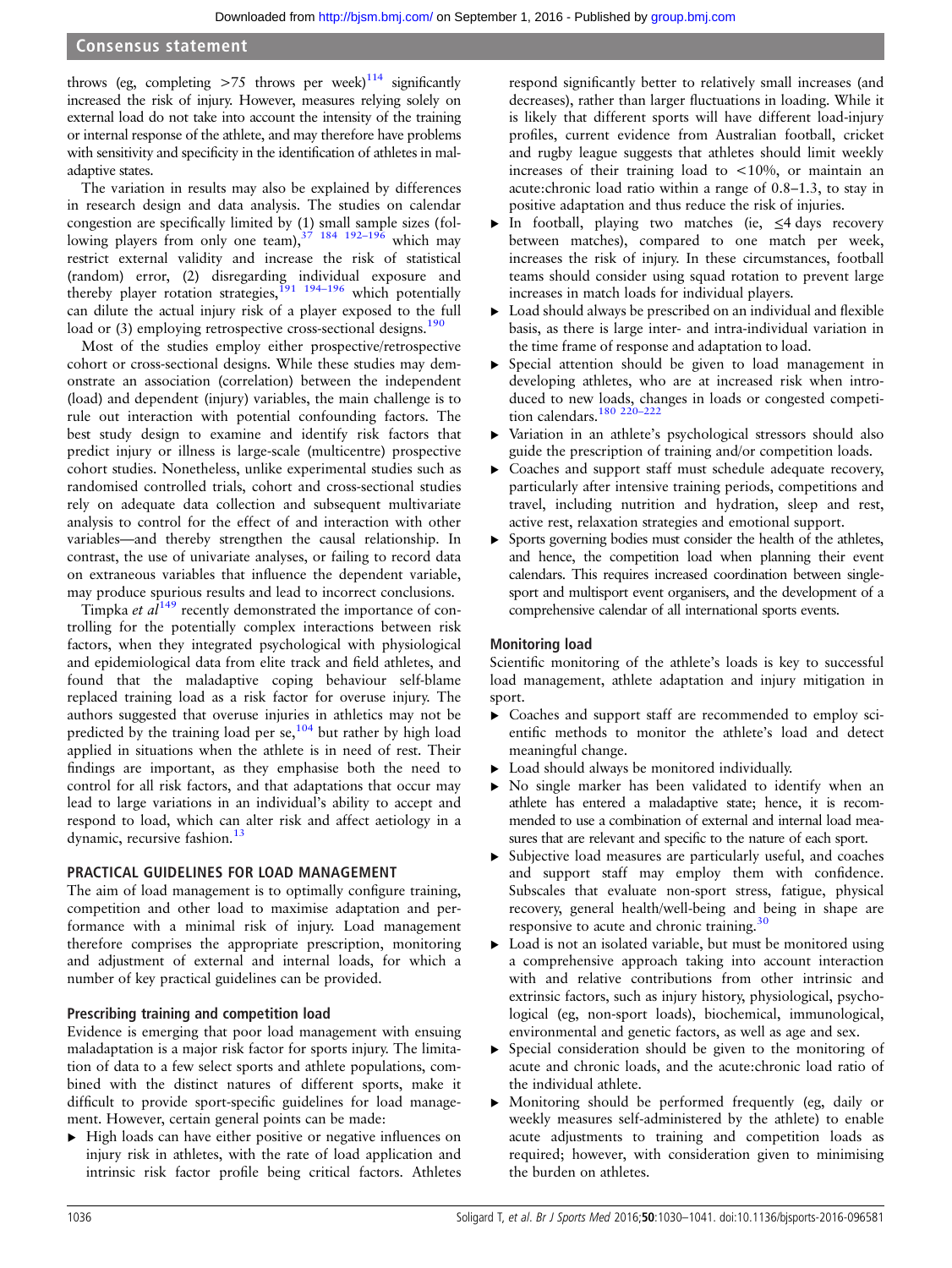throws (eg, completing >75 throws per week)[114] significantly increased the risk of injury. However, measures relying solely on external load do not take into account the intensity of the training or internal response of the athlete, and may therefore have problems with sensitivity and specificity in the identification of athletes in maladaptive states.

The variation in results may also be explained by differences in research design and data analysis. The studies on calendar congestion are specifically limited by (1) small sample sizes (following players from only one team),[37 184 192–196] which may restrict external validity and increase the risk of statistical (random) error, (2) disregarding individual exposure and thereby player rotation strategies,[191 194–196] which potentially can dilute the actual injury risk of a player exposed to the full load or (3) employing retrospective cross-sectional designs.[190]

Most of the studies employ either prospective/retrospective cohort or cross-sectional designs. While these studies may demonstrate an association (correlation) between the independent (load) and dependent (injury) variables, the main challenge is to rule out interaction with potential confounding factors. The best study design to examine and identify risk factors that predict injury or illness is large-scale (multicentre) prospective cohort studies. Nonetheless, unlike experimental studies such as randomised controlled trials, cohort and cross-sectional studies rely on adequate data collection and subsequent multivariate analysis to control for the effect of and interaction with other variables—and thereby strengthen the causal relationship. In contrast, the use of univariate analyses, or failing to record data on extraneous variables that influence the dependent variable, may produce spurious results and lead to incorrect conclusions.

Timpka *et al*[149] recently demonstrated the importance of controlling for the potentially complex interactions between risk factors, when they integrated psychological with physiological and epidemiological data from elite track and field athletes, and found that the maladaptive coping behaviour self-blame replaced training load as a risk factor for overuse injury. The authors suggested that overuse injuries in athletics may not be predicted by the training load per se,[104] but rather by high load applied in situations when the athlete is in need of rest. Their findings are important, as they emphasise both the need to control for all risk factors, and that adaptations that occur may lead to large variations in an individual's ability to accept and respond to load, which can alter risk and affect aetiology in a dynamic, recursive fashion.[13]

## PRACTICAL GUIDELINES FOR LOAD MANAGEMENT

The aim of load management is to optimally configure training, competition and other load to maximise adaptation and performance with a minimal risk of injury. Load management therefore comprises the appropriate prescription, monitoring and adjustment of external and internal loads, for which a number of key practical guidelines can be provided.

### Prescribing training and competition load

Evidence is emerging that poor load management with ensuing maladaptation is a major risk factor for sports injury. The limitation of data to a few select sports and athlete populations, combined with the distinct natures of different sports, make it difficult to provide sport-specific guidelines for load management. However, certain general points can be made:

- High loads can have either positive or negative influences on injury risk in athletes, with the rate of load application and intrinsic risk factor profile being critical factors. Athletes respond significantly better to relatively small increases (and decreases), rather than larger fluctuations in loading. While it is likely that different sports will have different load-injury profiles, current evidence from Australian football, cricket and rugby league suggests that athletes should limit weekly increases of their training load to <10%, or maintain an acute:chronic load ratio within a range of 0.8–1.3, to stay in positive adaptation and thus reduce the risk of injuries.
- In football, playing two matches (ie, ≤4 days recovery between matches), compared to one match per week, increases the risk of injury. In these circumstances, football teams should consider using squad rotation to prevent large increases in match loads for individual players.
- Load should always be prescribed on an individual and flexible basis, as there is large inter- and intra-individual variation in the time frame of response and adaptation to load.
- Special attention should be given to load management in developing athletes, who are at increased risk when introduced to new loads, changes in loads or congested competition calendars.[180 220–222]
- Variation in an athlete's psychological stressors should also guide the prescription of training and/or competition loads.
- Coaches and support staff must schedule adequate recovery, particularly after intensive training periods, competitions and travel, including nutrition and hydration, sleep and rest, active rest, relaxation strategies and emotional support.
- Sports governing bodies must consider the health of the athletes, and hence, the competition load when planning their event calendars. This requires increased coordination between single-sport and multisport event organisers, and the development of a comprehensive calendar of all international sports events.

### Monitoring load

Scientific monitoring of the athlete's loads is key to successful load management, athlete adaptation and injury mitigation in sport.

- Coaches and support staff are recommended to employ scientific methods to monitor the athlete's load and detect meaningful change.
- Load should always be monitored individually.
- No single marker has been validated to identify when an athlete has entered a maladaptive state; hence, it is recommended to use a combination of external and internal load measures that are relevant and specific to the nature of each sport.
- Subjective load measures are particularly useful, and coaches and support staff may employ them with confidence. Subscales that evaluate non-sport stress, fatigue, physical recovery, general health/well-being and being in shape are responsive to acute and chronic training.[30]
- Load is not an isolated variable, but must be monitored using a comprehensive approach taking into account interaction with and relative contributions from other intrinsic and extrinsic factors, such as injury history, physiological, psychological (eg, non-sport loads), biochemical, immunological, environmental and genetic factors, as well as age and sex.
- Special consideration should be given to the monitoring of acute and chronic loads, and the acute:chronic load ratio of the individual athlete.
- Monitoring should be performed frequently (eg, daily or weekly measures self-administered by the athlete) to enable acute adjustments to training and competition loads as required; however, with consideration given to minimising the burden on athletes.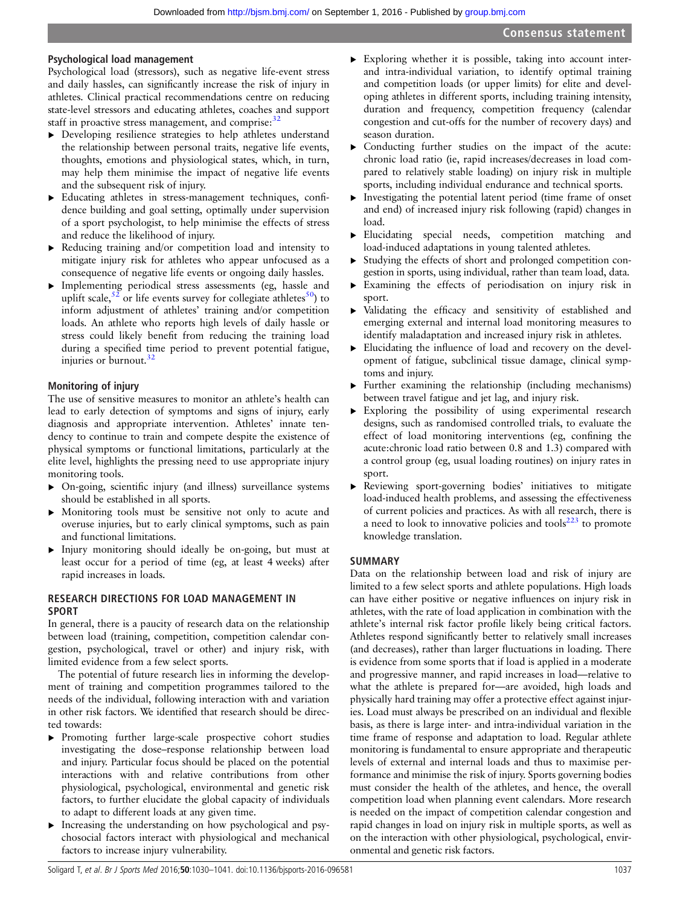### Psychological load management

Psychological load (stressors), such as negative life-event stress and daily hassles, can significantly increase the risk of injury in athletes. Clinical practical recommendations centre on reducing state-level stressors and educating athletes, coaches and support staff in proactive stress management, and comprise:[32]

- Developing resilience strategies to help athletes understand the relationship between personal traits, negative life events, thoughts, emotions and physiological states, which, in turn, may help them minimise the impact of negative life events and the subsequent risk of injury.
- Educating athletes in stress-management techniques, confidence building and goal setting, optimally under supervision of a sport psychologist, to help minimise the effects of stress and reduce the likelihood of injury.
- Reducing training and/or competition load and intensity to mitigate injury risk for athletes who appear unfocused as a consequence of negative life events or ongoing daily hassles.
- Implementing periodical stress assessments (eg, hassle and uplift scale,[52] or life events survey for collegiate athletes[50]) to inform adjustment of athletes' training and/or competition loads. An athlete who reports high levels of daily hassle or stress could likely benefit from reducing the training load during a specified time period to prevent potential fatigue, injuries or burnout.[32]

### Monitoring of injury

The use of sensitive measures to monitor an athlete's health can lead to early detection of symptoms and signs of injury, early diagnosis and appropriate intervention. Athletes' innate tendency to continue to train and compete despite the existence of physical symptoms or functional limitations, particularly at the elite level, highlights the pressing need to use appropriate injury monitoring tools.

- On-going, scientific injury (and illness) surveillance systems should be established in all sports.
- Monitoring tools must be sensitive not only to acute and overuse injuries, but to early clinical symptoms, such as pain and functional limitations.
- Injury monitoring should ideally be on-going, but must at least occur for a period of time (eg, at least 4 weeks) after rapid increases in loads.

## RESEARCH DIRECTIONS FOR LOAD MANAGEMENT IN SPORT

In general, there is a paucity of research data on the relationship between load (training, competition, competition calendar congestion, psychological, travel or other) and injury risk, with limited evidence from a few select sports.

The potential of future research lies in informing the development of training and competition programmes tailored to the needs of the individual, following interaction with and variation in other risk factors. We identified that research should be directed towards:

- Promoting further large-scale prospective cohort studies investigating the dose–response relationship between load and injury. Particular focus should be placed on the potential interactions with and relative contributions from other physiological, psychological, environmental and genetic risk factors, to further elucidate the global capacity of individuals to adapt to different loads at any given time.
- Increasing the understanding on how psychological and psychosocial factors interact with physiological and mechanical factors to increase injury vulnerability.
- Exploring whether it is possible, taking into account inter- and intra-individual variation, to identify optimal training and competition loads (or upper limits) for elite and developing athletes in different sports, including training intensity, duration and frequency, competition frequency (calendar congestion and cut-offs for the number of recovery days) and season duration.
- Conducting further studies on the impact of the acute: chronic load ratio (ie, rapid increases/decreases in load compared to relatively stable loading) on injury risk in multiple sports, including individual endurance and technical sports.
- Investigating the potential latent period (time frame of onset and end) of increased injury risk following (rapid) changes in load.
- Elucidating special needs, competition matching and load-induced adaptations in young talented athletes.
- Studying the effects of short and prolonged competition congestion in sports, using individual, rather than team load, data.
- Examining the effects of periodisation on injury risk in sport.
- Validating the efficacy and sensitivity of established and emerging external and internal load monitoring measures to identify maladaptation and increased injury risk in athletes.
- Elucidating the influence of load and recovery on the development of fatigue, subclinical tissue damage, clinical symptoms and injury.
- Further examining the relationship (including mechanisms) between travel fatigue and jet lag, and injury risk.
- Exploring the possibility of using experimental research designs, such as randomised controlled trials, to evaluate the effect of load monitoring interventions (eg, confining the acute:chronic load ratio between 0.8 and 1.3) compared with a control group (eg, usual loading routines) on injury rates in sport.
- Reviewing sport-governing bodies' initiatives to mitigate load-induced health problems, and assessing the effectiveness of current policies and practices. As with all research, there is a need to look to innovative policies and tools[223] to promote knowledge translation.

## SUMMARY

Data on the relationship between load and risk of injury are limited to a few select sports and athlete populations. High loads can have either positive or negative influences on injury risk in athletes, with the rate of load application in combination with the athlete's internal risk factor profile likely being critical factors. Athletes respond significantly better to relatively small increases (and decreases), rather than larger fluctuations in loading. There is evidence from some sports that if load is applied in a moderate and progressive manner, and rapid increases in load—relative to what the athlete is prepared for—are avoided, high loads and physically hard training may offer a protective effect against injuries. Load must always be prescribed on an individual and flexible basis, as there is large inter- and intra-individual variation in the time frame of response and adaptation to load. Regular athlete monitoring is fundamental to ensure appropriate and therapeutic levels of external and internal loads and thus to maximise performance and minimise the risk of injury. Sports governing bodies must consider the health of the athletes, and hence, the overall competition load when planning event calendars. More research is needed on the impact of competition calendar congestion and rapid changes in load on injury risk in multiple sports, as well as on the interaction with other physiological, psychological, environmental and genetic risk factors.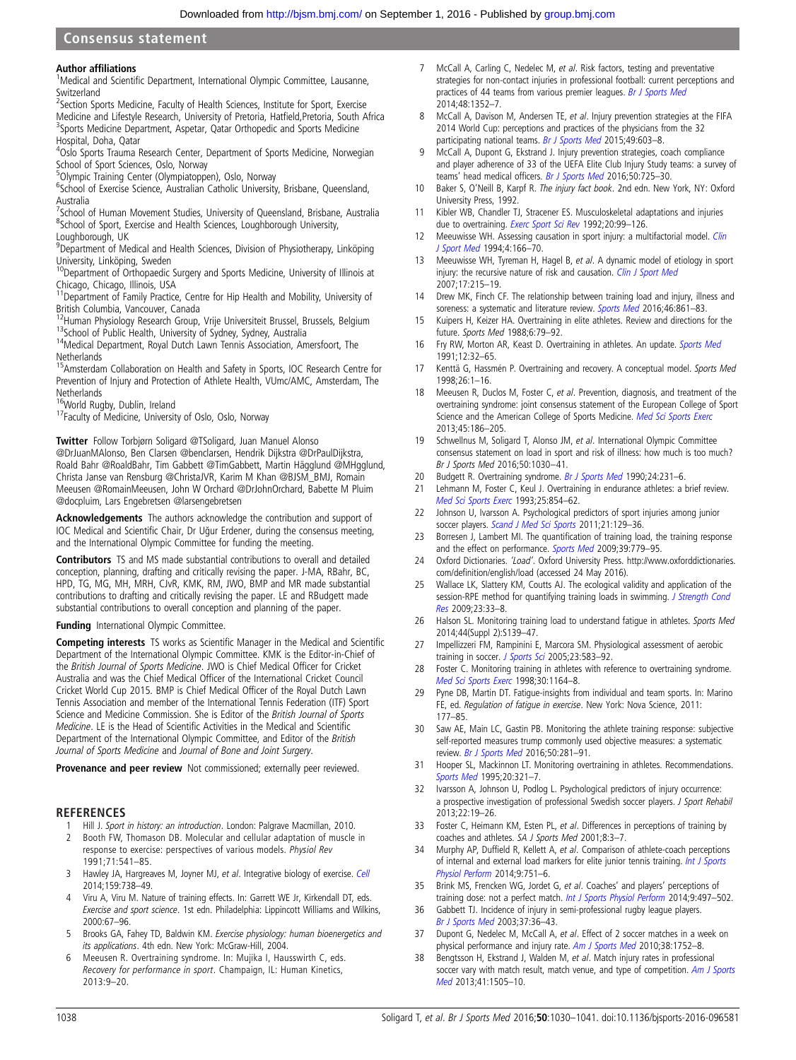## Author affiliations

[1]Medical and Scientific Department, International Olympic Committee, Lausanne, Switzerland
[2]Section Sports Medicine, Faculty of Health Sciences, Institute for Sport, Exercise Medicine and Lifestyle Research, University of Pretoria, Hatfield,Pretoria, South Africa
[3]Sports Medicine Department, Aspetar, Qatar Orthopedic and Sports Medicine Hospital, Doha, Qatar
[4]Oslo Sports Trauma Research Center, Department of Sports Medicine, Norwegian School of Sport Sciences, Oslo, Norway
[5]Olympic Training Center (Olympiatoppen), Oslo, Norway
[6]School of Exercise Science, Australian Catholic University, Brisbane, Queensland, Australia
[7]School of Human Movement Studies, University of Queensland, Brisbane, Australia
[8]School of Sport, Exercise and Health Sciences, Loughborough University, Loughborough, UK
[9]Department of Medical and Health Sciences, Division of Physiotherapy, Linköping University, Linköping, Sweden
[10]Department of Orthopaedic Surgery and Sports Medicine, University of Illinois at Chicago, Chicago, Illinois, USA
[11]Department of Family Practice, Centre for Hip Health and Mobility, University of British Columbia, Vancouver, Canada
[12]Human Physiology Research Group, Vrije Universiteit Brussel, Brussels, Belgium
[13]School of Public Health, University of Sydney, Sydney, Australia
[14]Medical Department, Royal Dutch Lawn Tennis Association, Amersfoort, The Netherlands
[15]Amsterdam Collaboration on Health and Safety in Sports, IOC Research Centre for Prevention of Injury and Protection of Athlete Health, VUmc/AMC, Amsterdam, The Netherlands
[16]World Rugby, Dublin, Ireland
[17]Faculty of Medicine, University of Oslo, Oslo, Norway

**Twitter** Follow Torbjørn Soligard @TSoligard, Juan Manuel Alonso @DrJuanMAlonso, Ben Clarsen @benclarsen, Hendrik Dijkstra @DrPaulDijkstra, Roald Bahr @RoaldBahr, Tim Gabbett @TimGabbett, Martin Hägglund @MHgglund, Christa Janse van Rensburg @ChristaJVR, Karim M Khan @BJSM_BMJ, Romain Meeusen @RomainMeeusen, John W Orchard @DrJohnOrchard, Babette M Pluim @docpluim, Lars Engebretsen @larsengebretsen

**Acknowledgements** The authors acknowledge the contribution and support of IOC Medical and Scientific Chair, Dr Uğur Erdener, during the consensus meeting, and the International Olympic Committee for funding the meeting.

**Contributors** TS and MS made substantial contributions to overall and detailed conception, planning, drafting and critically revising the paper. J-MA, RBahr, BC, HPD, TG, MG, MH, MRH, CJvR, KMK, RM, JWO, BMP and MR made substantial contributions to drafting and critically revising the paper. LE and RBudgett made substantial contributions to overall conception and planning of the paper.

**Funding** International Olympic Committee.

**Competing interests** TS works as Scientific Manager in the Medical and Scientific Department of the International Olympic Committee. KMK is the Editor-in-Chief of the *British Journal of Sports Medicine*. JWO is Chief Medical Officer for Cricket Australia and was the Chief Medical Officer of the International Cricket Council Cricket World Cup 2015. BMP is Chief Medical Officer of the Royal Dutch Lawn Tennis Association and member of the International Tennis Federation (ITF) Sport Science and Medicine Commission. She is Editor of the *British Journal of Sports Medicine*. LE is the Head of Scientific Activities in the Medical and Scientific Department of the International Olympic Committee, and Editor of the *British Journal of Sports Medicine* and *Journal of Bone and Joint Surgery*.

**Provenance and peer review** Not commissioned; externally peer reviewed.

## REFERENCES

1. Hill J. *Sport in history: an introduction*. London: Palgrave Macmillan, 2010.
2. Booth FW, Thomason DB. Molecular and cellular adaptation of muscle in response to exercise: perspectives of various models. *Physiol Rev* 1991;71:541–85.
3. Hawley JA, Hargreaves M, Joyner MJ, *et al*. Integrative biology of exercise. *Cell* 2014;159:738–49.
4. Viru A, Viru M. Nature of training effects. In: Garrett WE Jr, Kirkendall DT, eds. *Exercise and sport science*. 1st edn. Philadelphia: Lippincott Williams and Wilkins, 2000:67–96.
5. Brooks GA, Fahey TD, Baldwin KM. *Exercise physiology: human bioenergetics and its applications*. 4th edn. New York: McGraw-Hill, 2004.
6. Meeusen R. Overtraining syndrome. In: Mujika I, Hausswirth C, eds. *Recovery for performance in sport*. Champaign, IL: Human Kinetics, 2013:9–20.
7. McCall A, Carling C, Nedelec M, *et al*. Risk factors, testing and preventative strategies for non-contact injuries in professional football: current perceptions and practices of 44 teams from various premier leagues. *Br J Sports Med* 2014;48:1352–7.
8. McCall A, Davison M, Andersen TE, *et al*. Injury prevention strategies at the FIFA 2014 World Cup: perceptions and practices of the physicians from the 32 participating national teams. *Br J Sports Med* 2015;49:603–8.
9. McCall A, Dupont G, Ekstrand J. Injury prevention strategies, coach compliance and player adherence of 33 of the UEFA Elite Club Injury Study teams: a survey of teams' head medical officers. *Br J Sports Med* 2016;50:725–30.
10. Baker S, O'Neill B, Karpf R. *The injury fact book*. 2nd edn. New York, NY: Oxford University Press, 1992.
11. Kibler WB, Chandler TJ, Stracener ES. Musculoskeletal adaptations and injuries due to overtraining. *Exerc Sport Sci Rev* 1992;20:99–126.
12. Meeuwisse WH. Assessing causation in sport injury: a multifactorial model. *Clin J Sport Med* 1994;4:166–70.
13. Meeuwisse WH, Tyreman H, Hagel B, *et al*. A dynamic model of etiology in sport injury: the recursive nature of risk and causation. *Clin J Sport Med* 2007;17:215–19.
14. Drew MK, Finch CF. The relationship between training load and injury, illness and soreness: a systematic and literature review. *Sports Med* 2016;46:861–83.
15. Kuipers H, Keizer HA. Overtraining in elite athletes. Review and directions for the future. *Sports Med* 1988;6:79–92.
16. Fry RW, Morton AR, Keast D. Overtraining in athletes. An update. *Sports Med* 1991;12:32–65.
17. Kenttä G, Hassmén P. Overtraining and recovery. A conceptual model. *Sports Med* 1998;26:1–16.
18. Meeusen R, Duclos M, Foster C, *et al*. Prevention, diagnosis, and treatment of the overtraining syndrome: joint consensus statement of the European College of Sport Science and the American College of Sports Medicine. *Med Sci Sports Exerc* 2013;45:186–205.
19. Schwellnus M, Soligard T, Alonso JM, *et al*. International Olympic Committee consensus statement on load in sport and risk of illness: how much is too much? *Br J Sports Med* 2016;50:1030–41.
20. Budgett R. Overtraining syndrome. *Br J Sports Med* 1990;24:231–6.
21. Lehmann M, Foster C, Keul J. Overtraining in endurance athletes: a brief review. *Med Sci Sports Exerc* 1993;25:854–62.
22. Johnson U, Ivarsson A. Psychological predictors of sport injuries among junior soccer players. *Scand J Med Sci Sports* 2011;21:129–36.
23. Borresen J, Lambert MI. The quantification of training load, the training response and the effect on performance. *Sports Med* 2009;39:779–95.
24. Oxford Dictionaries. 'Load'. Oxford University Press. http://www.oxforddictionaries.com/definition/english/load (accessed 24 May 2016).
25. Wallace LK, Slattery KM, Coutts AJ. The ecological validity and application of the session-RPE method for quantifying training loads in swimming. *J Strength Cond Res* 2009;23:33–8.
26. Halson SL. Monitoring training load to understand fatigue in athletes. *Sports Med* 2014;44(Suppl 2):S139–47.
27. Impellizzeri FM, Rampinini E, Marcora SM. Physiological assessment of aerobic training in soccer. *J Sports Sci* 2005;23:583–92.
28. Foster C. Monitoring training in athletes with reference to overtraining syndrome. *Med Sci Sports Exerc* 1998;30:1164–8.
29. Pyne DB, Martin DT. Fatigue-insights from individual and team sports. In: Marino FE, ed. *Regulation of fatigue in exercise*. New York: Nova Science, 2011:177–85.
30. Saw AE, Main LC, Gastin PB. Monitoring the athlete training response: subjective self-reported measures trump commonly used objective measures: a systematic review. *Br J Sports Med* 2016;50:281–91.
31. Hooper SL, Mackinnon LT. Monitoring overtraining in athletes. Recommendations. *Sports Med* 1995;20:321–7.
32. Ivarsson A, Johnson U, Podlog L. Psychological predictors of injury occurrence: a prospective investigation of professional Swedish soccer players. *J Sport Rehabil* 2013;22:19–26.
33. Foster C, Heimann KM, Esten PL, *et al*. Differences in perceptions of training by coaches and athletes. *SA J Sports Med* 2001;8:3–7.
34. Murphy AP, Duffield R, Kellett A, *et al*. Comparison of athlete-coach perceptions of internal and external load markers for elite junior tennis training. *Int J Sports Physiol Perform* 2014;9:751–6.
35. Brink MS, Frencken WG, Jordet G, *et al*. Coaches' and players' perceptions of training dose: not a perfect match. *Int J Sports Physiol Perform* 2014;9:497–502.
36. Gabbett TJ. Incidence of injury in semi-professional rugby league players. *Br J Sports Med* 2003;37:36–43.
37. Dupont G, Nedelec M, McCall A, *et al*. Effect of 2 soccer matches in a week on physical performance and injury rate. *Am J Sports Med* 2010;38:1752–8.
38. Bengtsson H, Ekstrand J, Walden M, *et al*. Match injury rates in professional soccer vary with match result, match venue, and type of competition. *Am J Sports Med* 2013;41:1505–10.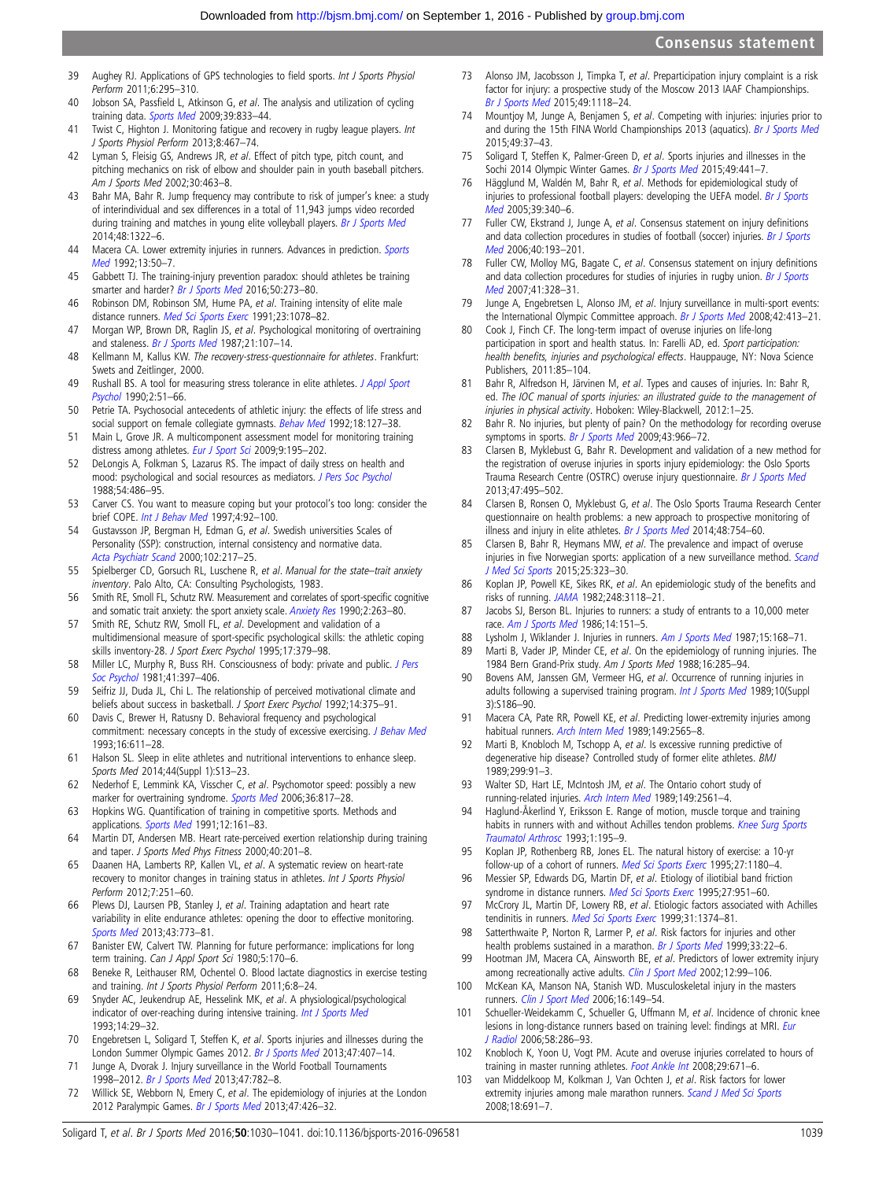39 Aughey RJ. Applications of GPS technologies to field sports. *Int J Sports Physiol Perform* 2011;6:295–310.
40 Jobson SA, Passfield L, Atkinson G, *et al*. The analysis and utilization of cycling training data. *Sports Med* 2009;39:833–44.
41 Twist C, Highton J. Monitoring fatigue and recovery in rugby league players. *Int J Sports Physiol Perform* 2013;8:467–74.
42 Lyman S, Fleisig GS, Andrews JR, *et al*. Effect of pitch type, pitch count, and pitching mechanics on risk of elbow and shoulder pain in youth baseball pitchers. *Am J Sports Med* 2002;30:463–8.
43 Bahr MA, Bahr R. Jump frequency may contribute to risk of jumper's knee: a study of interindividual and sex differences in a total of 11,943 jumps video recorded during training and matches in young elite volleyball players. *Br J Sports Med* 2014;48:1322–6.
44 Macera CA. Lower extremity injuries in runners. Advances in prediction. *Sports Med* 1992;13:50–7.
45 Gabbett TJ. The training-injury prevention paradox: should athletes be training smarter and harder? *Br J Sports Med* 2016;50:273–80.
46 Robinson DM, Robinson SM, Hume PA, *et al*. Training intensity of elite male distance runners. *Med Sci Sports Exerc* 1991;23:1078–82.
47 Morgan WP, Brown DR, Raglin JS, *et al*. Psychological monitoring of overtraining and staleness. *Br J Sports Med* 1987;21:107–14.
48 Kellmann M, Kallus KW. *The recovery-stress-questionnaire for athletes*. Frankfurt: Swets and Zeitlinger, 2000.
49 Rushall BS. A tool for measuring stress tolerance in elite athletes. *J Appl Sport Psychol* 1990;2:51–66.
50 Petrie TA. Psychosocial antecedents of athletic injury: the effects of life stress and social support on female collegiate gymnasts. *Behav Med* 1992;18:127–38.
51 Main L, Grove JR. A multicomponent assessment model for monitoring training distress among athletes. *Eur J Sport Sci* 2009;9:195–202.
52 DeLongis A, Folkman S, Lazarus RS. The impact of daily stress on health and mood: psychological and social resources as mediators. *J Pers Soc Psychol* 1988;54:486–95.
53 Carver CS. You want to measure coping but your protocol's too long: consider the brief COPE. *Int J Behav Med* 1997;4:92–100.
54 Gustavsson JP, Bergman H, Edman G, *et al*. Swedish universities Scales of Personality (SSP): construction, internal consistency and normative data. *Acta Psychiatr Scand* 2000;102:217–25.
55 Spielberger CD, Gorsuch RL, Luschene R, *et al*. *Manual for the state–trait anxiety inventory*. Palo Alto, CA: Consulting Psychologists, 1983.
56 Smith RE, Smoll FL, Schutz RW. Measurement and correlates of sport-specific cognitive and somatic trait anxiety: the sport anxiety scale. *Anxiety Res* 1990;2:263–80.
57 Smith RE, Schutz RW, Smoll FL, *et al*. Development and validation of a multidimensional measure of sport-specific psychological skills: the athletic coping skills inventory-28. *J Sport Exerc Psychol* 1995;17:379–98.
58 Miller LC, Murphy R, Buss RH. Consciousness of body: private and public. *J Pers Soc Psychol* 1981;41:397–406.
59 Seifriz JJ, Duda JL, Chi L. The relationship of perceived motivational climate and beliefs about success in basketball. *J Sport Exerc Psychol* 1992;14:375–91.
60 Davis C, Brewer H, Ratusny D. Behavioral frequency and psychological commitment: necessary concepts in the study of excessive exercising. *J Behav Med* 1993;16:611–28.
61 Halson SL. Sleep in elite athletes and nutritional interventions to enhance sleep. *Sports Med* 2014;44(Suppl 1):S13–23.
62 Nederhof E, Lemmink KA, Visscher C, *et al*. Psychomotor speed: possibly a new marker for overtraining syndrome. *Sports Med* 2006;36:817–28.
63 Hopkins WG. Quantification of training in competitive sports. Methods and applications. *Sports Med* 1991;12:161–83.
64 Martin DT, Andersen MB. Heart rate-perceived exertion relationship during training and taper. *J Sports Med Phys Fitness* 2000;40:201–8.
65 Daanen HA, Lamberts RP, Kallen VL, *et al*. A systematic review on heart-rate recovery to monitor changes in training status in athletes. *Int J Sports Physiol Perform* 2012;7:251–60.
66 Plews DJ, Laursen PB, Stanley J, *et al*. Training adaptation and heart rate variability in elite endurance athletes: opening the door to effective monitoring. *Sports Med* 2013;43:773–81.
67 Banister EW, Calvert TW. Planning for future performance: implications for long term training. *Can J Appl Sport Sci* 1980;5:170–6.
68 Beneke R, Leithauser RM, Ochentel O. Blood lactate diagnostics in exercise testing and training. *Int J Sports Physiol Perform* 2011;6:8–24.
69 Snyder AC, Jeukendrup AE, Hesselink MK, *et al*. A physiological/psychological indicator of over-reaching during intensive training. *Int J Sports Med* 1993;14:29–32.
70 Engebretsen L, Soligard T, Steffen K, *et al*. Sports injuries and illnesses during the London Summer Olympic Games 2012. *Br J Sports Med* 2013;47:407–14.
71 Junge A, Dvorak J. Injury surveillance in the World Football Tournaments 1998–2012. *Br J Sports Med* 2013;47:782–8.
72 Willick SE, Webborn N, Emery C, *et al*. The epidemiology of injuries at the London 2012 Paralympic Games. *Br J Sports Med* 2013;47:426–32.
73 Alonso JM, Jacobsson J, Timpka T, *et al*. Preparticipation injury complaint is a risk factor for injury: a prospective study of the Moscow 2013 IAAF Championships. *Br J Sports Med* 2015;49:1118–24.
74 Mountjoy M, Junge A, Benjamen S, *et al*. Competing with injuries: injuries prior to and during the 15th FINA World Championships 2013 (aquatics). *Br J Sports Med* 2015;49:37–43.
75 Soligard T, Steffen K, Palmer-Green D, *et al*. Sports injuries and illnesses in the Sochi 2014 Olympic Winter Games. *Br J Sports Med* 2015;49:441–7.
76 Hägglund M, Waldén M, Bahr R, *et al*. Methods for epidemiological study of injuries to professional football players: developing the UEFA model. *Br J Sports Med* 2005;39:340–6.
77 Fuller CW, Ekstrand J, Junge A, *et al*. Consensus statement on injury definitions and data collection procedures in studies of football (soccer) injuries. *Br J Sports Med* 2006;40:193–201.
78 Fuller CW, Molloy MG, Bagate C, *et al*. Consensus statement on injury definitions and data collection procedures for studies of injuries in rugby union. *Br J Sports Med* 2007;41:328–31.
79 Junge A, Engebretsen L, Alonso JM, *et al*. Injury surveillance in multi-sport events: the International Olympic Committee approach. *Br J Sports Med* 2008;42:413–21.
80 Cook J, Finch CF. The long-term impact of overuse injuries on life-long participation in sport and health status. In: Farelli AD, ed. *Sport participation: health benefits, injuries and psychological effects*. Hauppauge, NY: Nova Science Publishers, 2011:85–104.
81 Bahr R, Alfredson H, Järvinen M, *et al*. Types and causes of injuries. In: Bahr R, ed. *The IOC manual of sports injuries: an illustrated guide to the management of injuries in physical activity*. Hoboken: Wiley-Blackwell, 2012:1–25.
82 Bahr R. No injuries, but plenty of pain? On the methodology for recording overuse symptoms in sports. *Br J Sports Med* 2009;43:966–72.
83 Clarsen B, Myklebust G, Bahr R. Development and validation of a new method for the registration of overuse injuries in sports injury epidemiology: the Oslo Sports Trauma Research Centre (OSTRC) overuse injury questionnaire. *Br J Sports Med* 2013;47:495–502.
84 Clarsen B, Ronsen O, Myklebust G, *et al*. The Oslo Sports Trauma Research Center questionnaire on health problems: a new approach to prospective monitoring of illness and injury in elite athletes. *Br J Sports Med* 2014;48:754–60.
85 Clarsen B, Bahr R, Heymans MW, *et al*. The prevalence and impact of overuse injuries in five Norwegian sports: application of a new surveillance method. *Scand J Med Sci Sports* 2015;25:323–30.
86 Koplan JP, Powell KE, Sikes RK, *et al*. An epidemiologic study of the benefits and risks of running. *JAMA* 1982;248:3118–21.
87 Jacobs SJ, Berson BL. Injuries to runners: a study of entrants to a 10,000 meter race. *Am J Sports Med* 1986;14:151–5.
88 Lysholm J, Wiklander J. Injuries in runners. *Am J Sports Med* 1987;15:168–71.
89 Marti B, Vader JP, Minder CE, *et al*. On the epidemiology of running injuries. The 1984 Bern Grand-Prix study. *Am J Sports Med* 1988;16:285–94.
90 Bovens AM, Janssen GM, Vermeer HG, *et al*. Occurrence of running injuries in adults following a supervised training program. *Int J Sports Med* 1989;10(Suppl 3):S186–90.
91 Macera CA, Pate RR, Powell KE, *et al*. Predicting lower-extremity injuries among habitual runners. *Arch Intern Med* 1989;149:2565–8.
92 Marti B, Knobloch M, Tschopp A, *et al*. Is excessive running predictive of degenerative hip disease? Controlled study of former elite athletes. *BMJ* 1989;299:91–3.
93 Walter SD, Hart LE, McIntosh JM, *et al*. The Ontario cohort study of running-related injuries. *Arch Intern Med* 1989;149:2561–4.
94 Haglund-Åkerlind Y, Eriksson E. Range of motion, muscle torque and training habits in runners with and without Achilles tendon problems. *Knee Surg Sports Traumatol Arthrosc* 1993;1:195–9.
95 Koplan JP, Rothenberg RB, Jones EL. The natural history of exercise: a 10-yr follow-up of a cohort of runners. *Med Sci Sports Exerc* 1995;27:1180–4.
96 Messier SP, Edwards DG, Martin DF, *et al*. Etiology of iliotibial band friction syndrome in distance runners. *Med Sci Sports Exerc* 1995;27:951–60.
97 McCrory JL, Martin DF, Lowery RB, *et al*. Etiologic factors associated with Achilles tendinitis in runners. *Med Sci Sports Exerc* 1999;31:1374–81.
98 Satterthwaite P, Norton R, Larmer P, *et al*. Risk factors for injuries and other health problems sustained in a marathon. *Br J Sports Med* 1999;33:22–6.
99 Hootman JM, Macera CA, Ainsworth BE, *et al*. Predictors of lower extremity injury among recreationally active adults. *Clin J Sport Med* 2002;12:99–106.
100 McKean KA, Manson NA, Stanish WD. Musculoskeletal injury in the masters runners. *Clin J Sport Med* 2006;16:149–54.
101 Schueller-Weidekamm C, Schueller G, Uffmann M, *et al*. Incidence of chronic knee lesions in long-distance runners based on training level: findings at MRI. *Eur J Radiol* 2006;58:286–93.
102 Knobloch K, Yoon U, Vogt PM. Acute and overuse injuries correlated to hours of training in master running athletes. *Foot Ankle Int* 2008;29:671–6.
103 van Middelkoop M, Kolkman J, Van Ochten J, *et al*. Risk factors for lower extremity injuries among male marathon runners. *Scand J Med Sci Sports* 2008;18:691–7.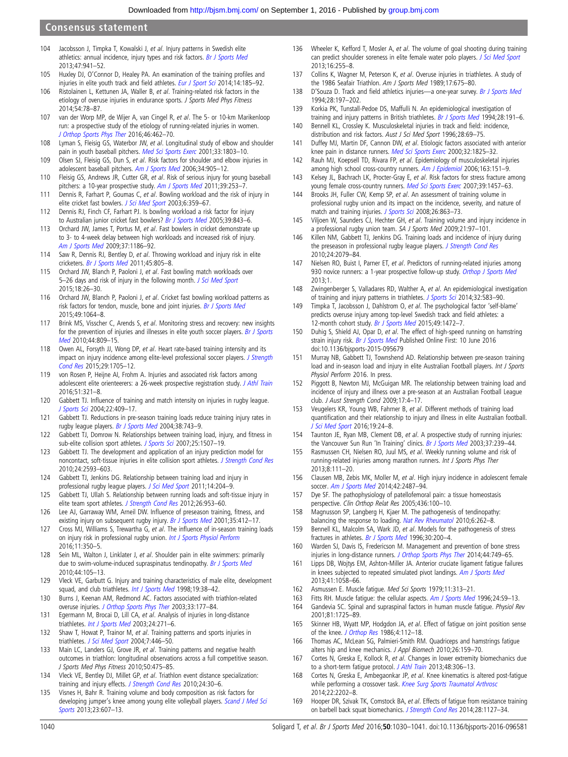104 Jacobsson J, Timpka T, Kowalski J, *et al*. Injury patterns in Swedish elite athletics: annual incidence, injury types and risk factors. *Br J Sports Med* 2013;47:941–52.

105 Huxley DJ, O'Connor D, Healey PA. An examination of the training profiles and injuries in elite youth track and field athletes. *Eur J Sport Sci* 2014;14:185–92.

106 Ristolainen L, Kettunen JA, Waller B, *et al*. Training-related risk factors in the etiology of overuse injuries in endurance sports. *J Sports Med Phys Fitness* 2014;54:78–87.

107 van der Worp MP, de Wijer A, van Cingel R, *et al*. The 5- or 10-km Marikenloop run: a prospective study of the etiology of running-related injuries in women. *J Orthop Sports Phys Ther* 2016;46:462–70.

108 Lyman S, Fleisig GS, Waterbor JW, *et al*. Longitudinal study of elbow and shoulder pain in youth baseball pitchers. *Med Sci Sports Exerc* 2001;33:1803–10.

109 Olsen SJ, Fleisig GS, Dun S, *et al*. Risk factors for shoulder and elbow injuries in adolescent baseball pitchers. *Am J Sports Med* 2006;34:905–12.

110 Fleisig GS, Andrews JR, Cutter GR, *et al*. Risk of serious injury for young baseball pitchers: a 10-year prospective study. *Am J Sports Med* 2011;39:253–7.

111 Dennis R, Farhart P, Goumas C, *et al*. Bowling workload and the risk of injury in elite cricket fast bowlers. *J Sci Med Sport* 2003;6:359–67.

112 Dennis RJ, Finch CF, Farhart PJ. Is bowling workload a risk factor for injury to Australian junior cricket fast bowlers? *Br J Sports Med* 2005;39:843–6.

113 Orchard JW, James T, Portus M, *et al*. Fast bowlers in cricket demonstrate up to 3- to 4-week delay between high workloads and increased risk of injury. *Am J Sports Med* 2009;37:1186–92.

114 Saw R, Dennis RJ, Bentley D, *et al*. Throwing workload and injury risk in elite cricketers. *Br J Sports Med* 2011;45:805–8.

115 Orchard JW, Blanch P, Paoloni J, *et al*. Fast bowling match workloads over 5–26 days and risk of injury in the following month. *J Sci Med Sport* 2015;18:26–30.

116 Orchard JW, Blanch P, Paoloni J, *et al*. Cricket fast bowling workload patterns as risk factors for tendon, muscle, bone and joint injuries. *Br J Sports Med* 2015;49:1064–8.

117 Brink MS, Visscher C, Arends S, *et al*. Monitoring stress and recovery: new insights for the prevention of injuries and illnesses in elite youth soccer players. *Br J Sports Med* 2010;44:809–15.

118 Owen AL, Forsyth JJ, Wong DP, *et al*. Heart rate-based training intensity and its impact on injury incidence among elite-level professional soccer players. *J Strength Cond Res* 2015;29:1705–12.

119 von Rosen P, Heijne AI, Frohm A. Injuries and associated risk factors among adolescent elite orienteerers: a 26-week prospective registration study. *J Athl Train* 2016;51:321–8.

120 Gabbett TJ. Influence of training and match intensity on injuries in rugby league. *J Sports Sci* 2004;22:409–17.

121 Gabbett TJ. Reductions in pre-season training loads reduce training injury rates in rugby league players. *Br J Sports Med* 2004;38:743–9.

122 Gabbett TJ, Domrow N. Relationships between training load, injury, and fitness in sub-elite collision sport athletes. *J Sports Sci* 2007;25:1507–19.

123 Gabbett TJ. The development and application of an injury prediction model for noncontact, soft-tissue injuries in elite collision sport athletes. *J Strength Cond Res* 2010;24:2593–603.

124 Gabbett TJ, Jenkins DG. Relationship between training load and injury in professional rugby league players. *J Sci Med Sport* 2011;14:204–9.

125 Gabbett TJ, Ullah S. Relationship between running loads and soft-tissue injury in elite team sport athletes. *J Strength Cond Res* 2012;26:953–60.

126 Lee AJ, Garraway WM, Arneil DW. Influence of preseason training, fitness, and existing injury on subsequent rugby injury. *Br J Sports Med* 2001;35:412–17.

127 Cross MJ, Williams S, Trewartha G, *et al*. The influence of in-season training loads on injury risk in professional rugby union. *Int J Sports Physiol Perform* 2016;11:350–5.

128 Sein ML, Walton J, Linklater J, *et al*. Shoulder pain in elite swimmers: primarily due to swim-volume-induced supraspinatus tendinopathy. *Br J Sports Med* 2010;44:105–13.

129 Vleck VE, Garbutt G. Injury and training characteristics of male elite, development squad, and club triathletes. *Int J Sports Med* 1998;19:38–42.

130 Burns J, Keenan AM, Redmond AC. Factors associated with triathlon-related overuse injuries. *J Orthop Sports Phys Ther* 2003;33:177–84.

131 Egermann M, Brocai D, Lill CA, *et al*. Analysis of injuries in long-distance triathletes. *Int J Sports Med* 2003;24:271–6.

132 Shaw T, Howat P, Trainor M, *et al*. Training patterns and sports injuries in triathletes. *J Sci Med Sport* 2004;7:446–50.

133 Main LC, Landers GJ, Grove JR, *et al*. Training patterns and negative health outcomes in triathlon: longitudinal observations across a full competitive season. *J Sports Med Phys Fitness* 2010;50:475–85.

134 Vleck VE, Bentley DJ, Millet GP, *et al*. Triathlon event distance specialization: training and injury effects. *J Strength Cond Res* 2010;24:30–6.

135 Visnes H, Bahr R. Training volume and body composition as risk factors for developing jumper's knee among young elite volleyball players. *Scand J Med Sci Sports* 2013;23:607–13.

136 Wheeler K, Kefford T, Mosler A, *et al*. The volume of goal shooting during training can predict shoulder soreness in elite female water polo players. *J Sci Med Sport* 2013;16:255–8.

137 Collins K, Wagner M, Peterson K, *et al*. Overuse injuries in triathletes. A study of the 1986 Seafair Triathlon. *Am J Sports Med* 1989;17:675–80.

138 D'Souza D. Track and field athletics injuries—a one-year survey. *Br J Sports Med* 1994;28:197–202.

139 Korkia PK, Tunstall-Pedoe DS, Maffulli N. An epidemiological investigation of training and injury patterns in British triathletes. *Br J Sports Med* 1994;28:191–6.

140 Bennell KL, Crossley K. Musculoskeletal injuries in track and field: incidence, distribution and risk factors. *Aust J Sci Med Sport* 1996;28:69–75.

141 Duffey MJ, Martin DF, Cannon DW, *et al*. Etiologic factors associated with anterior knee pain in distance runners. *Med Sci Sports Exerc* 2000;32:1825–32.

142 Rauh MJ, Koepsell TD, Rivara FP, *et al*. Epidemiology of musculoskeletal injuries among high school cross-country runners. *Am J Epidemiol* 2006;163:151–9.

143 Kelsey JL, Bachrach LK, Procter-Gray E, *et al*. Risk factors for stress fracture among young female cross-country runners. *Med Sci Sports Exerc* 2007;39:1457–63.

144 Brooks JH, Fuller CW, Kemp SP, *et al*. An assessment of training volume in professional rugby union and its impact on the incidence, severity, and nature of match and training injuries. *J Sports Sci* 2008;26:863–73.

145 Viljoen W, Saunders CJ, Hechter GH, *et al*. Training volume and injury incidence in a professional rugby union team. *SA J Sports Med* 2009;21:97–101.

146 Killen NM, Gabbett TJ, Jenkins DG. Training loads and incidence of injury during the preseason in professional rugby league players. *J Strength Cond Res* 2010;24:2079–84.

147 Nielsen RO, Buist I, Parner ET, *et al*. Predictors of running-related injuries among 930 novice runners: a 1-year prospective follow-up study. *Orthop J Sports Med* 2013;1.

148 Zwingenberger S, Valladares RD, Walther A, *et al*. An epidemiological investigation of training and injury patterns in triathletes. *J Sports Sci* 2014;32:583–90.

149 Timpka T, Jacobsson J, Dahlstrom O, *et al*. The psychological factor 'self-blame' predicts overuse injury among top-level Swedish track and field athletes: a 12-month cohort study. *Br J Sports Med* 2015;49:1472–7.

150 Duhig S, Shield AJ, Opar D, *et al*. The effect of high-speed running on hamstring strain injury risk. *Br J Sports Med* Published Online First: 10 June 2016 doi:10.1136/bjsports-2015-095679

151 Murray NB, Gabbett TJ, Townshend AD. Relationship between pre-season training load and in-season load and injury in elite Australian Football players. *Int J Sports Physiol Perform* 2016. In press.

152 Piggott B, Newton MJ, McGuigan MR. The relationship between training load and incidence of injury and illness over a pre-season at an Australian Football League club. *J Aust Strength Cond* 2009;17:4–17.

153 Veugelers KR, Young WB, Fahrner B, *et al*. Different methods of training load quantification and their relationship to injury and illness in elite Australian football. *J Sci Med Sport* 2016;19:24–8.

154 Taunton JE, Ryan MB, Clement DB, *et al*. A prospective study of running injuries: the Vancouver Sun Run 'In Training' clinics. *Br J Sports Med* 2003;37:239–44.

155 Rasmussen CH, Nielsen RO, Juul MS, *et al*. Weekly running volume and risk of running-related injuries among marathon runners. *Int J Sports Phys Ther* 2013;8:111–20.

156 Clausen MB, Zebis MK, Moller M, *et al*. High injury incidence in adolescent female soccer. *Am J Sports Med* 2014;42:2487–94.

157 Dye SF. The pathophysiology of patellofemoral pain: a tissue homeostasis perspective. *Clin Orthop Relat Res* 2005;436:100–10.

158 Magnusson SP, Langberg H, Kjaer M. The pathogenesis of tendinopathy: balancing the response to loading. *Nat Rev Rheumatol* 2010;6:262–8.

159 Bennell KL, Malcolm SA, Wark JD, *et al*. Models for the pathogenesis of stress fractures in athletes. *Br J Sports Med* 1996;30:200–4.

160 Warden SJ, Davis IS, Fredericson M. Management and prevention of bone stress injuries in long-distance runners. *J Orthop Sports Phys Ther* 2014;44:749–65.

161 Lipps DB, Wojtys EM, Ashton-Miller JA. Anterior cruciate ligament fatigue failures in knees subjected to repeated simulated pivot landings. *Am J Sports Med* 2013;41:1058–66.

162 Asmussen E. Muscle fatigue. *Med Sci Sports* 1979;11:313–21.

163 Fitts RH. Muscle fatigue: the cellular aspects. *Am J Sports Med* 1996;24:S9–13.

164 Gandevia SC. Spinal and supraspinal factors in human muscle fatigue. *Physiol Rev* 2001;81:1725–89.

165 Skinner HB, Wyatt MP, Hodgdon JA, *et al*. Effect of fatigue on joint position sense of the knee. *J Orthop Res* 1986;4:112–18.

166 Thomas AC, McLean SG, Palmieri-Smith RM. Quadriceps and hamstrings fatigue alters hip and knee mechanics. *J Appl Biomech* 2010;26:159–70.

167 Cortes N, Greska E, Kollock R, *et al*. Changes in lower extremity biomechanics due to a short-term fatigue protocol. *J Athl Train* 2013;48:306–13.

168 Cortes N, Greska E, Ambegaonkar JP, *et al*. Knee kinematics is altered post-fatigue while performing a crossover task. *Knee Surg Sports Traumatol Arthrosc* 2014;22:2202–8.

169 Hooper DR, Szivak TK, Comstock BA, *et al*. Effects of fatigue from resistance training on barbell back squat biomechanics. *J Strength Cond Res* 2014;28:1127–34.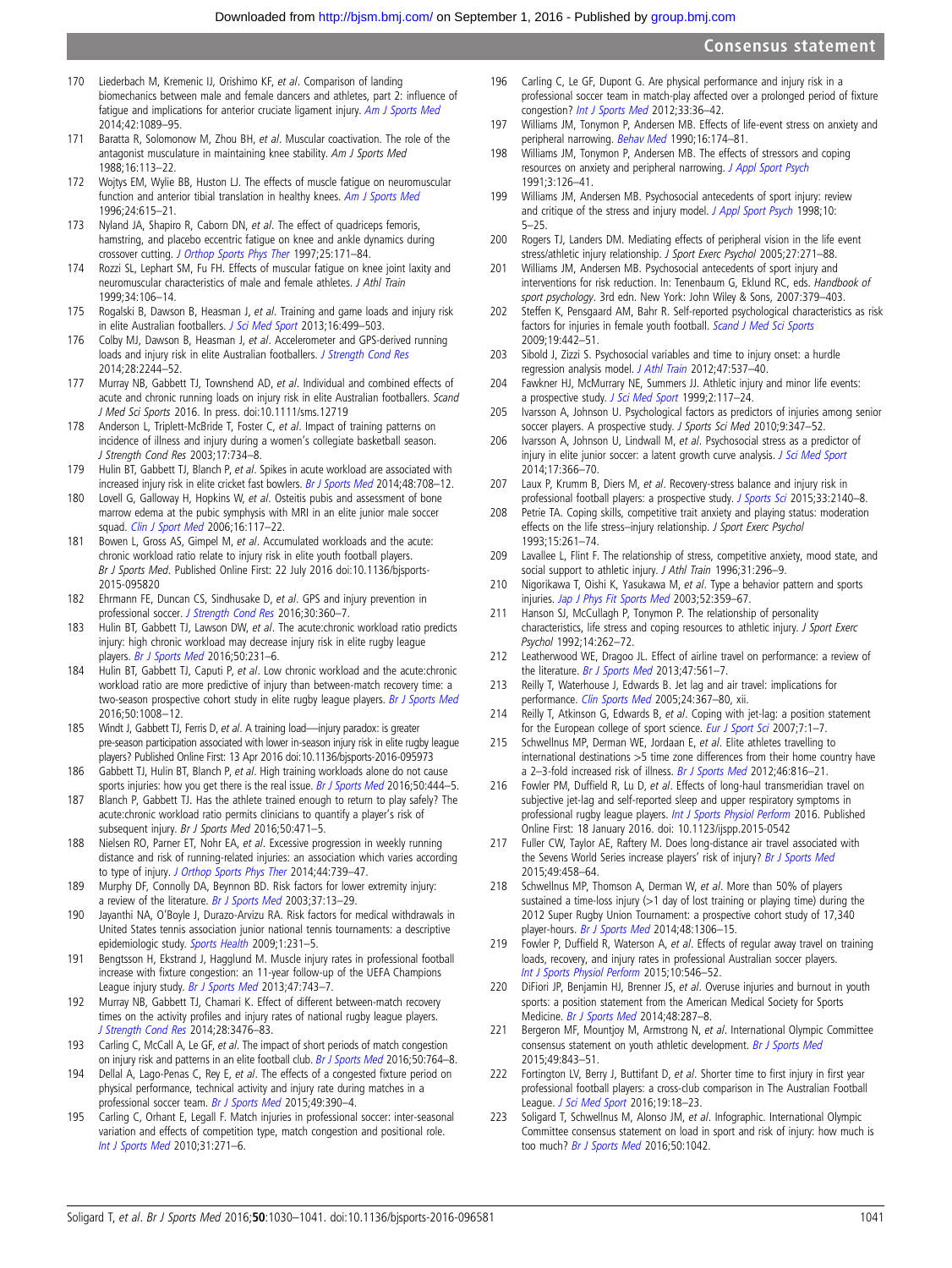170 Liederbach M, Kremenic IJ, Orishimo KF, *et al*. Comparison of landing biomechanics between male and female dancers and athletes, part 2: influence of fatigue and implications for anterior cruciate ligament injury. *Am J Sports Med* 2014;42:1089–95.

171 Baratta R, Solomonow M, Zhou BH, *et al*. Muscular coactivation. The role of the antagonist musculature in maintaining knee stability. *Am J Sports Med* 1988;16:113–22.

172 Wojtys EM, Wylie BB, Huston LJ. The effects of muscle fatigue on neuromuscular function and anterior tibial translation in healthy knees. *Am J Sports Med* 1996;24:615–21.

173 Nyland JA, Shapiro R, Caborn DN, *et al*. The effect of quadriceps femoris, hamstring, and placebo eccentric fatigue on knee and ankle dynamics during crossover cutting. *J Orthop Sports Phys Ther* 1997;25:171–84.

174 Rozzi SL, Lephart SM, Fu FH. Effects of muscular fatigue on knee joint laxity and neuromuscular characteristics of male and female athletes. *J Athl Train* 1999;34:106–14.

175 Rogalski B, Dawson B, Heasman J, *et al*. Training and game loads and injury risk in elite Australian footballers. *J Sci Med Sport* 2013;16:499–503.

176 Colby MJ, Dawson B, Heasman J, *et al*. Accelerometer and GPS-derived running loads and injury risk in elite Australian footballers. *J Strength Cond Res* 2014;28:2244–52.

177 Murray NB, Gabbett TJ, Townshend AD, *et al*. Individual and combined effects of acute and chronic running loads on injury risk in elite Australian footballers. *Scand J Med Sci Sports* 2016. In press. doi:10.1111/sms.12719

178 Anderson L, Triplett-McBride T, Foster C, *et al*. Impact of training patterns on incidence of illness and injury during a women's collegiate basketball season. *J Strength Cond Res* 2003;17:734–8.

179 Hulin BT, Gabbett TJ, Blanch P, *et al*. Spikes in acute workload are associated with increased injury risk in elite cricket fast bowlers. *Br J Sports Med* 2014;48:708–12.

180 Lovell G, Galloway H, Hopkins W, *et al*. Osteitis pubis and assessment of bone marrow edema at the pubic symphysis with MRI in an elite junior male soccer squad. *Clin J Sport Med* 2006;16:117–22.

181 Bowen L, Gross AS, Gimpel M, *et al*. Accumulated workloads and the acute: chronic workload ratio relate to injury risk in elite youth football players. *Br J Sports Med*. Published Online First: 22 July 2016 doi:10.1136/bjsports-2015-095820

182 Ehrmann FE, Duncan CS, Sindhusake D, *et al*. GPS and injury prevention in professional soccer. *J Strength Cond Res* 2016;30:360–7.

183 Hulin BT, Gabbett TJ, Lawson DW, *et al*. The acute:chronic workload ratio predicts injury: high chronic workload may decrease injury risk in elite rugby league players. *Br J Sports Med* 2016;50:231–6.

184 Hulin BT, Gabbett TJ, Caputi P, *et al*. Low chronic workload and the acute:chronic workload ratio are more predictive of injury than between-match recovery time: a two-season prospective cohort study in elite rugby league players. *Br J Sports Med* 2016;50:1008–12.

185 Windt J, Gabbett TJ, Ferris D, *et al*. A training load—injury paradox: is greater pre-season participation associated with lower in-season injury risk in elite rugby league players? Published Online First: 13 Apr 2016 doi:10.1136/bjsports-2016-095973

186 Gabbett TJ, Hulin BT, Blanch P, *et al*. High training workloads alone do not cause sports injuries: how you get there is the real issue. *Br J Sports Med* 2016;50:444–5.

187 Blanch P, Gabbett TJ. Has the athlete trained enough to return to play safely? The acute:chronic workload ratio permits clinicians to quantify a player's risk of subsequent injury. *Br J Sports Med* 2016;50:471–5.

188 Nielsen RO, Parner ET, Nohr EA, *et al*. Excessive progression in weekly running distance and risk of running-related injuries: an association which varies according to type of injury. *J Orthop Sports Phys Ther* 2014;44:739–47.

189 Murphy DF, Connolly DA, Beynnon BD. Risk factors for lower extremity injury: a review of the literature. *Br J Sports Med* 2003;37:13–29.

190 Jayanthi NA, O'Boyle J, Durazo-Arvizu RA. Risk factors for medical withdrawals in United States tennis association junior national tennis tournaments: a descriptive epidemiologic study. *Sports Health* 2009;1:231–5.

191 Bengtsson H, Ekstrand J, Hagglund M. Muscle injury rates in professional football increase with fixture congestion: an 11-year follow-up of the UEFA Champions League injury study. *Br J Sports Med* 2013;47:743–7.

192 Murray NB, Gabbett TJ, Chamari K. Effect of different between-match recovery times on the activity profiles and injury rates of national rugby league players. *J Strength Cond Res* 2014;28:3476–83.

193 Carling C, McCall A, Le GF, *et al*. The impact of short periods of match congestion on injury risk and patterns in an elite football club. *Br J Sports Med* 2016;50:764–8.

194 Dellal A, Lago-Penas C, Rey E, *et al*. The effects of a congested fixture period on physical performance, technical activity and injury rate during matches in a professional soccer team. *Br J Sports Med* 2015;49:390–4.

195 Carling C, Orhant E, Legall F. Match injuries in professional soccer: inter-seasonal variation and effects of competition type, match congestion and positional role. *Int J Sports Med* 2010;31:271–6.

196 Carling C, Le GF, Dupont G. Are physical performance and injury risk in a professional soccer team in match-play affected over a prolonged period of fixture congestion? *Int J Sports Med* 2012;33:36–42.

197 Williams JM, Tonymon P, Andersen MB. Effects of life-event stress on anxiety and peripheral narrowing. *Behav Med* 1990;16:174–81.

198 Williams JM, Tonymon P, Andersen MB. The effects of stressors and coping resources on anxiety and peripheral narrowing. *J Appl Sport Psych* 1991;3:126–41.

199 Williams JM, Andersen MB. Psychosocial antecedents of sport injury: review and critique of the stress and injury model. *J Appl Sport Psych* 1998;10:5–25.

200 Rogers TJ, Landers DM. Mediating effects of peripheral vision in the life event stress/athletic injury relationship. *J Sport Exerc Psychol* 2005;27:271–88.

201 Williams JM, Andersen MB. Psychosocial antecedents of sport injury and interventions for risk reduction. In: Tenenbaum G, Eklund RC, eds. *Handbook of sport psychology*. 3rd edn. New York: John Wiley & Sons, 2007:379–403.

202 Steffen K, Pensgaard AM, Bahr R. Self-reported psychological characteristics as risk factors for injuries in female youth football. *Scand J Med Sci Sports* 2009;19:442–51.

203 Sibold J, Zizzi S. Psychosocial variables and time to injury onset: a hurdle regression analysis model. *J Athl Train* 2012;47:537–40.

204 Fawkner HJ, McMurrary NE, Summers JJ. Athletic injury and minor life events: a prospective study. *J Sci Med Sport* 1999;2:117–24.

205 Ivarsson A, Johnson U. Psychological factors as predictors of injuries among senior soccer players. A prospective study. *J Sports Sci Med* 2010;9:347–52.

206 Ivarsson A, Johnson U, Lindwall M, *et al*. Psychosocial stress as a predictor of injury in elite junior soccer: a latent growth curve analysis. *J Sci Med Sport* 2014;17:366–70.

207 Laux P, Krumm B, Diers M, *et al*. Recovery-stress balance and injury risk in professional football players: a prospective study. *J Sports Sci* 2015;33:2140–8.

208 Petrie TA. Coping skills, competitive trait anxiety and playing status: moderation effects on the life stress–injury relationship. *J Sport Exerc Psychol* 1993;15:261–74.

209 Lavallee L, Flint F. The relationship of stress, competitive anxiety, mood state, and social support to athletic injury. *J Athl Train* 1996;31:296–9.

210 Nigorikawa T, Oishi K, Yasukawa M, *et al*. Type a behavior pattern and sports injuries. *Jap J Phys Fit Sports Med* 2003;52:359–67.

211 Hanson SJ, McCullagh P, Tonymon P. The relationship of personality characteristics, life stress and coping resources to athletic injury. *J Sport Exerc Psychol* 1992;14:262–72.

212 Leatherwood WE, Dragoo JL. Effect of airline travel on performance: a review of the literature. *Br J Sports Med* 2013;47:561–7.

213 Reilly T, Waterhouse J, Edwards B. Jet lag and air travel: implications for performance. *Clin Sports Med* 2005;24:367–80, xii.

214 Reilly T, Atkinson G, Edwards B, *et al*. Coping with jet-lag: a position statement for the European college of sport science. *Eur J Sport Sci* 2007;7:1–7.

215 Schwellnus MP, Derman WE, Jordaan E, *et al*. Elite athletes travelling to international destinations >5 time zone differences from their home country have a 2–3-fold increased risk of illness. *Br J Sports Med* 2012;46:816–21.

216 Fowler PM, Duffield R, Lu D, *et al*. Effects of long-haul transmeridian travel on subjective jet-lag and self-reported sleep and upper respiratory symptoms in professional rugby league players. *Int J Sports Physiol Perform* 2016. Published Online First: 18 January 2016. doi: 10.1123/ijspp.2015-0542

217 Fuller CW, Taylor AE, Raftery M. Does long-distance air travel associated with the Sevens World Series increase players' risk of injury? *Br J Sports Med* 2015;49:458–64.

218 Schwellnus MP, Thomson A, Derman W, *et al*. More than 50% of players sustained a time-loss injury (>1 day of lost training or playing time) during the 2012 Super Rugby Union Tournament: a prospective cohort study of 17,340 player-hours. *Br J Sports Med* 2014;48:1306–15.

219 Fowler P, Duffield R, Waterson A, *et al*. Effects of regular away travel on training loads, recovery, and injury rates in professional Australian soccer players. *Int J Sports Physiol Perform* 2015;10:546–52.

220 DiFiori JP, Benjamin HJ, Brenner JS, *et al*. Overuse injuries and burnout in youth sports: a position statement from the American Medical Society for Sports Medicine. *Br J Sports Med* 2014;48:287–8.

221 Bergeron MF, Mountjoy M, Armstrong N, *et al*. International Olympic Committee consensus statement on youth athletic development. *Br J Sports Med* 2015;49:843–51.

222 Fortington LV, Berry J, Buttifant D, *et al*. Shorter time to first injury in first year professional football players: a cross-club comparison in The Australian Football League. *J Sci Med Sport* 2016;19:18–23.

223 Soligard T, Schwellnus M, Alonso JM, *et al*. Infographic. International Olympic Committee consensus statement on load in sport and risk of injury: how much is too much? *Br J Sports Med* 2016;50:1042.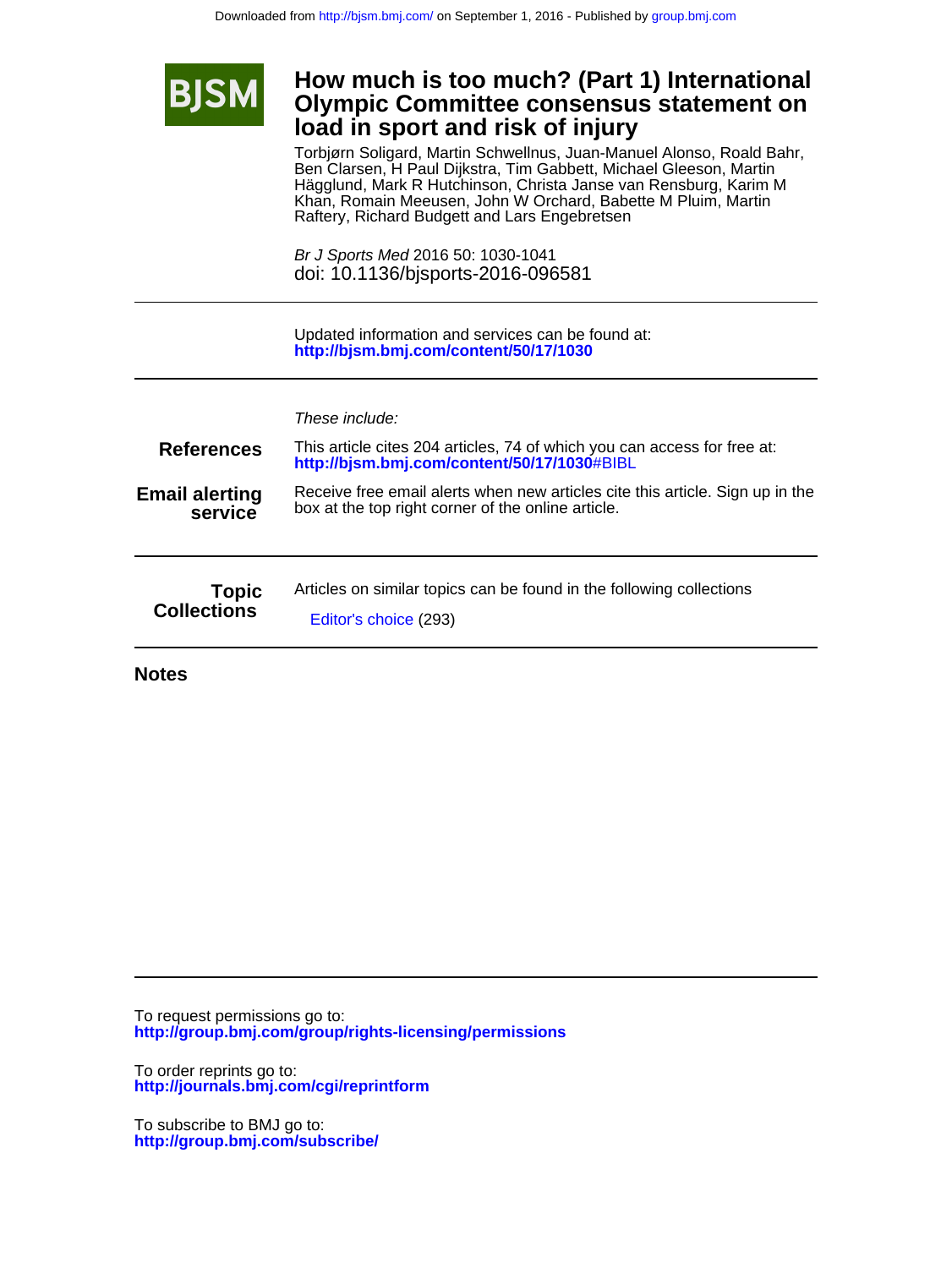Downloaded from http://bjsm.bmj.com/ on September 1, 2016 - Published by group.bmj.com

BJSM

# How much is too much? (Part 1) International Olympic Committee consensus statement on load in sport and risk of injury

Torbjørn Soligard, Martin Schwellnus, Juan-Manuel Alonso, Roald Bahr, Ben Clarsen, H Paul Dijkstra, Tim Gabbett, Michael Gleeson, Martin Hägglund, Mark R Hutchinson, Christa Janse van Rensburg, Karim M Khan, Romain Meeusen, John W Orchard, Babette M Pluim, Martin Raftery, Richard Budgett and Lars Engebretsen

*Br J Sports Med* 2016 50: 1030-1041
doi: 10.1136/bjsports-2016-096581

Updated information and services can be found at:
**http://bjsm.bmj.com/content/50/17/1030**

*These include:*

**References** This article cites 204 articles, 74 of which you can access for free at: **http://bjsm.bmj.com/content/50/17/1030**#BIBL

**Email alerting service** Receive free email alerts when new articles cite this article. Sign up in the box at the top right corner of the online article.

**Topic Collections** Articles on similar topics can be found in the following collections

Editor's choice (293)

**Notes**

To request permissions go to:
**http://group.bmj.com/group/rights-licensing/permissions**

To order reprints go to:
**http://journals.bmj.com/cgi/reprintform**

To subscribe to BMJ go to:
**http://group.bmj.com/subscribe/**